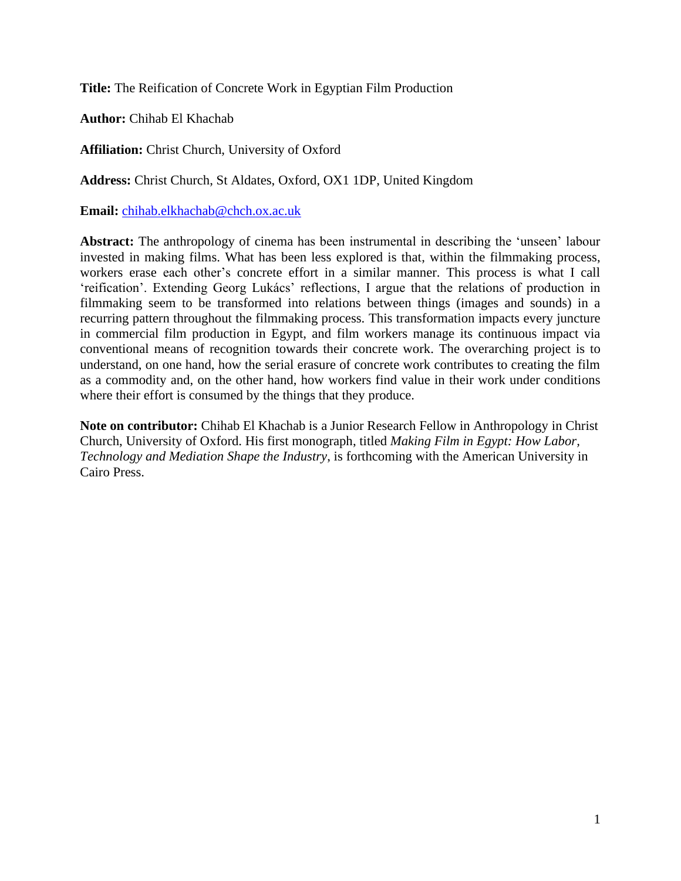**Title:** The Reification of Concrete Work in Egyptian Film Production

**Author:** Chihab El Khachab

**Affiliation:** Christ Church, University of Oxford

**Address:** Christ Church, St Aldates, Oxford, OX1 1DP, United Kingdom

**Email:** chihab.elkhachab@chch.ox.ac.uk

**Abstract:** The anthropology of cinema has been instrumental in describing the 'unseen' labour invested in making films. What has been less explored is that, within the filmmaking process, workers erase each other's concrete effort in a similar manner. This process is what I call 'reification'. Extending Georg Lukács' reflections, I argue that the relations of production in filmmaking seem to be transformed into relations between things (images and sounds) in a recurring pattern throughout the filmmaking process. This transformation impacts every juncture in commercial film production in Egypt, and film workers manage its continuous impact via conventional means of recognition towards their concrete work. The overarching project is to understand, on one hand, how the serial erasure of concrete work contributes to creating the film as a commodity and, on the other hand, how workers find value in their work under conditions where their effort is consumed by the things that they produce.

**Note on contributor:** Chihab El Khachab is a Junior Research Fellow in Anthropology in Christ Church, University of Oxford. His first monograph, titled *Making Film in Egypt: How Labor, Technology and Mediation Shape the Industry*, is forthcoming with the American University in Cairo Press.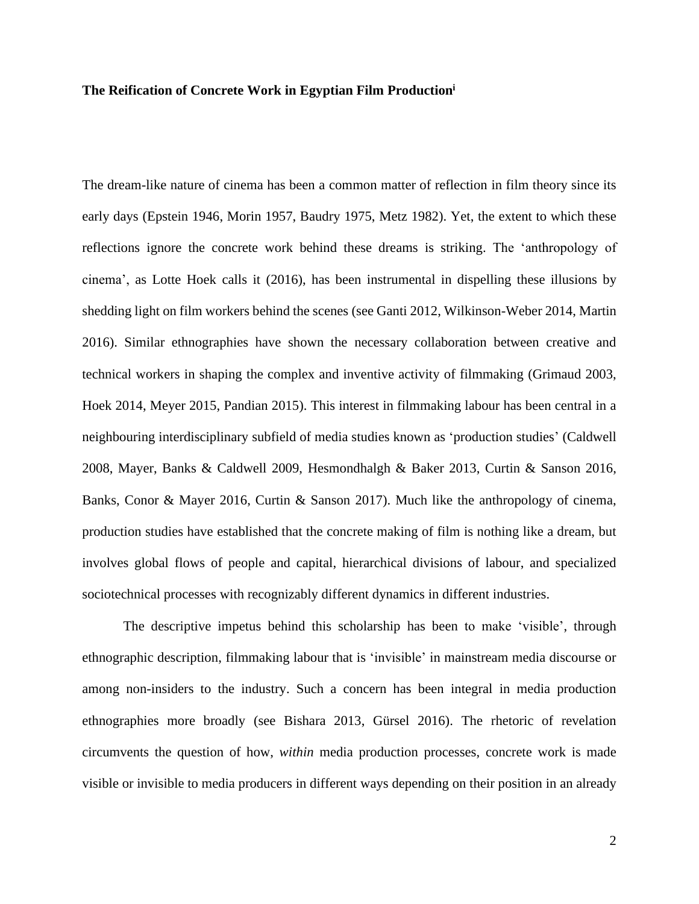**The Reification of Concrete Work in Egyptian Film Production**[i]

The dream-like nature of cinema has been a common matter of reflection in film theory since its early days (Epstein 1946, Morin 1957, Baudry 1975, Metz 1982). Yet, the extent to which these reflections ignore the concrete work behind these dreams is striking. The 'anthropology of cinema', as Lotte Hoek calls it (2016), has been instrumental in dispelling these illusions by shedding light on film workers behind the scenes (see Ganti 2012, Wilkinson-Weber 2014, Martin 2016). Similar ethnographies have shown the necessary collaboration between creative and technical workers in shaping the complex and inventive activity of filmmaking (Grimaud 2003, Hoek 2014, Meyer 2015, Pandian 2015). This interest in filmmaking labour has been central in a neighbouring interdisciplinary subfield of media studies known as 'production studies' (Caldwell 2008, Mayer, Banks & Caldwell 2009, Hesmondhalgh & Baker 2013, Curtin & Sanson 2016, Banks, Conor & Mayer 2016, Curtin & Sanson 2017). Much like the anthropology of cinema, production studies have established that the concrete making of film is nothing like a dream, but involves global flows of people and capital, hierarchical divisions of labour, and specialized sociotechnical processes with recognizably different dynamics in different industries.

The descriptive impetus behind this scholarship has been to make 'visible', through ethnographic description, filmmaking labour that is 'invisible' in mainstream media discourse or among non-insiders to the industry. Such a concern has been integral in media production ethnographies more broadly (see Bishara 2013, Gürsel 2016). The rhetoric of revelation circumvents the question of how, *within* media production processes, concrete work is made visible or invisible to media producers in different ways depending on their position in an already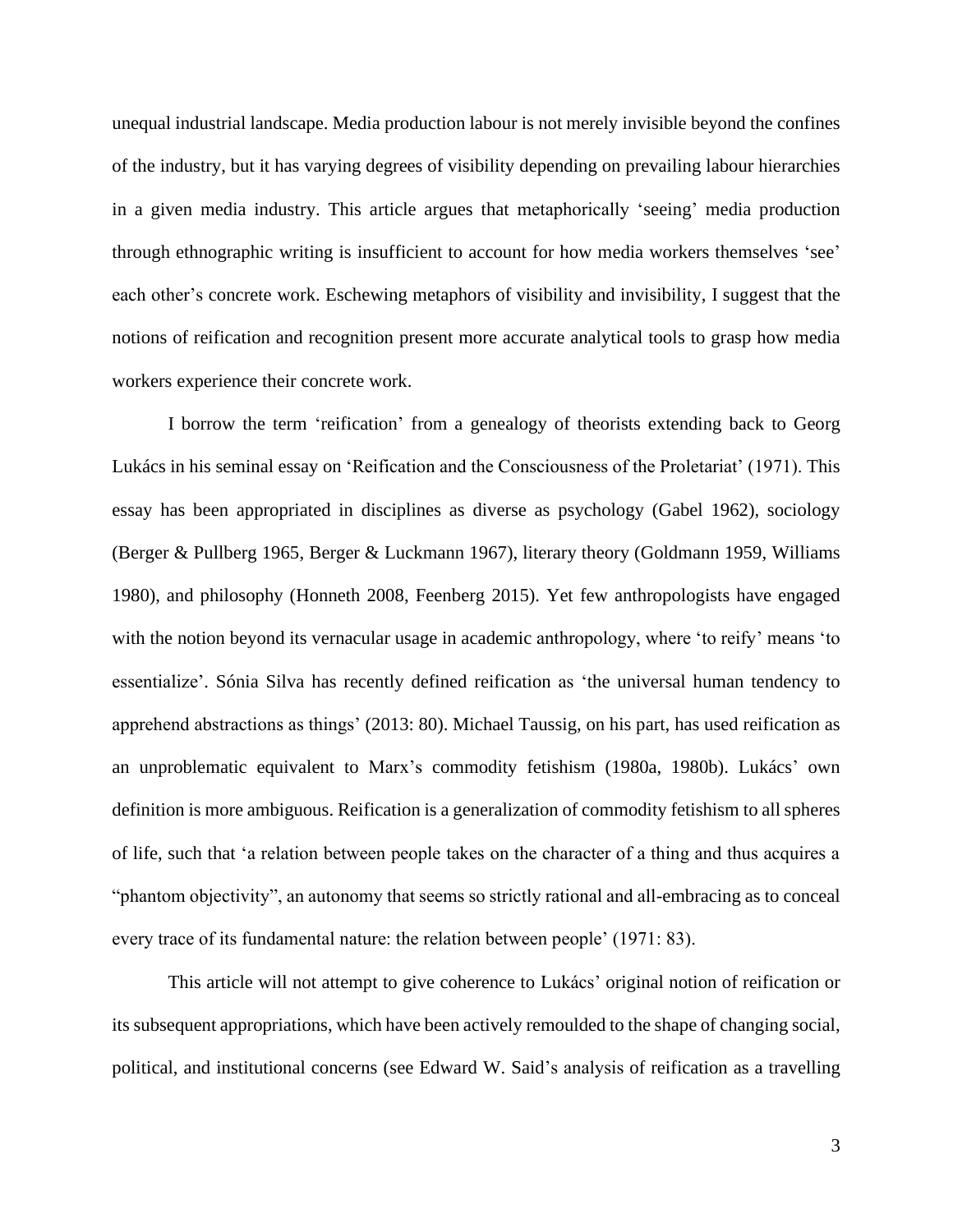unequal industrial landscape. Media production labour is not merely invisible beyond the confines of the industry, but it has varying degrees of visibility depending on prevailing labour hierarchies in a given media industry. This article argues that metaphorically 'seeing' media production through ethnographic writing is insufficient to account for how media workers themselves 'see' each other's concrete work. Eschewing metaphors of visibility and invisibility, I suggest that the notions of reification and recognition present more accurate analytical tools to grasp how media workers experience their concrete work.

I borrow the term 'reification' from a genealogy of theorists extending back to Georg Lukács in his seminal essay on 'Reification and the Consciousness of the Proletariat' (1971). This essay has been appropriated in disciplines as diverse as psychology (Gabel 1962), sociology (Berger & Pullberg 1965, Berger & Luckmann 1967), literary theory (Goldmann 1959, Williams 1980), and philosophy (Honneth 2008, Feenberg 2015). Yet few anthropologists have engaged with the notion beyond its vernacular usage in academic anthropology, where 'to reify' means 'to essentialize'. Sónia Silva has recently defined reification as 'the universal human tendency to apprehend abstractions as things' (2013: 80). Michael Taussig, on his part, has used reification as an unproblematic equivalent to Marx's commodity fetishism (1980a, 1980b). Lukács' own definition is more ambiguous. Reification is a generalization of commodity fetishism to all spheres of life, such that 'a relation between people takes on the character of a thing and thus acquires a "phantom objectivity", an autonomy that seems so strictly rational and all-embracing as to conceal every trace of its fundamental nature: the relation between people' (1971: 83).

This article will not attempt to give coherence to Lukács' original notion of reification or its subsequent appropriations, which have been actively remoulded to the shape of changing social, political, and institutional concerns (see Edward W. Said's analysis of reification as a travelling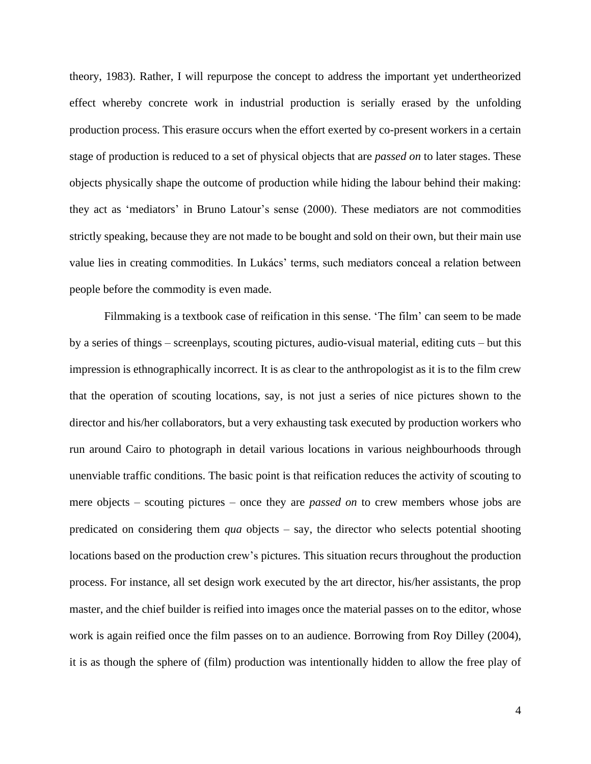theory, 1983). Rather, I will repurpose the concept to address the important yet undertheorized effect whereby concrete work in industrial production is serially erased by the unfolding production process. This erasure occurs when the effort exerted by co-present workers in a certain stage of production is reduced to a set of physical objects that are *passed on* to later stages. These objects physically shape the outcome of production while hiding the labour behind their making: they act as 'mediators' in Bruno Latour's sense (2000). These mediators are not commodities strictly speaking, because they are not made to be bought and sold on their own, but their main use value lies in creating commodities. In Lukács' terms, such mediators conceal a relation between people before the commodity is even made.

Filmmaking is a textbook case of reification in this sense. 'The film' can seem to be made by a series of things – screenplays, scouting pictures, audio-visual material, editing cuts – but this impression is ethnographically incorrect. It is as clear to the anthropologist as it is to the film crew that the operation of scouting locations, say, is not just a series of nice pictures shown to the director and his/her collaborators, but a very exhausting task executed by production workers who run around Cairo to photograph in detail various locations in various neighbourhoods through unenviable traffic conditions. The basic point is that reification reduces the activity of scouting to mere objects – scouting pictures – once they are *passed on* to crew members whose jobs are predicated on considering them *qua* objects – say, the director who selects potential shooting locations based on the production crew's pictures. This situation recurs throughout the production process. For instance, all set design work executed by the art director, his/her assistants, the prop master, and the chief builder is reified into images once the material passes on to the editor, whose work is again reified once the film passes on to an audience. Borrowing from Roy Dilley (2004), it is as though the sphere of (film) production was intentionally hidden to allow the free play of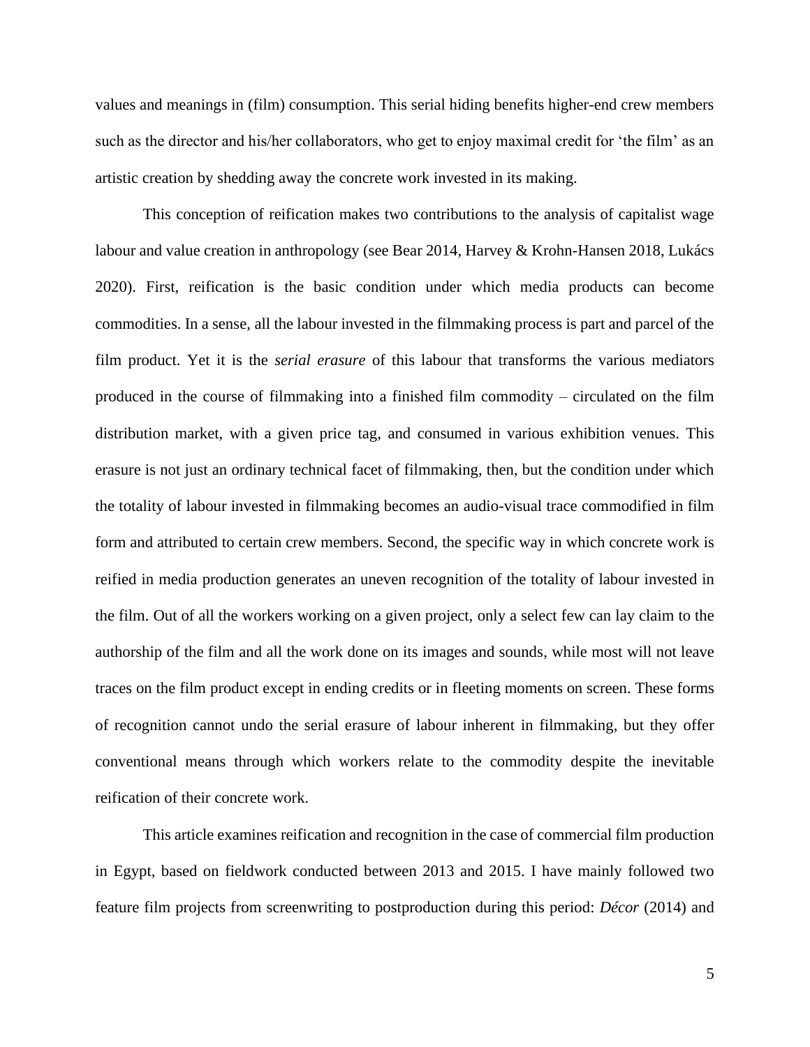values and meanings in (film) consumption. This serial hiding benefits higher-end crew members such as the director and his/her collaborators, who get to enjoy maximal credit for 'the film' as an artistic creation by shedding away the concrete work invested in its making.

This conception of reification makes two contributions to the analysis of capitalist wage labour and value creation in anthropology (see Bear 2014, Harvey & Krohn-Hansen 2018, Lukács 2020). First, reification is the basic condition under which media products can become commodities. In a sense, all the labour invested in the filmmaking process is part and parcel of the film product. Yet it is the *serial erasure* of this labour that transforms the various mediators produced in the course of filmmaking into a finished film commodity – circulated on the film distribution market, with a given price tag, and consumed in various exhibition venues. This erasure is not just an ordinary technical facet of filmmaking, then, but the condition under which the totality of labour invested in filmmaking becomes an audio-visual trace commodified in film form and attributed to certain crew members. Second, the specific way in which concrete work is reified in media production generates an uneven recognition of the totality of labour invested in the film. Out of all the workers working on a given project, only a select few can lay claim to the authorship of the film and all the work done on its images and sounds, while most will not leave traces on the film product except in ending credits or in fleeting moments on screen. These forms of recognition cannot undo the serial erasure of labour inherent in filmmaking, but they offer conventional means through which workers relate to the commodity despite the inevitable reification of their concrete work.

This article examines reification and recognition in the case of commercial film production in Egypt, based on fieldwork conducted between 2013 and 2015. I have mainly followed two feature film projects from screenwriting to postproduction during this period: *Décor* (2014) and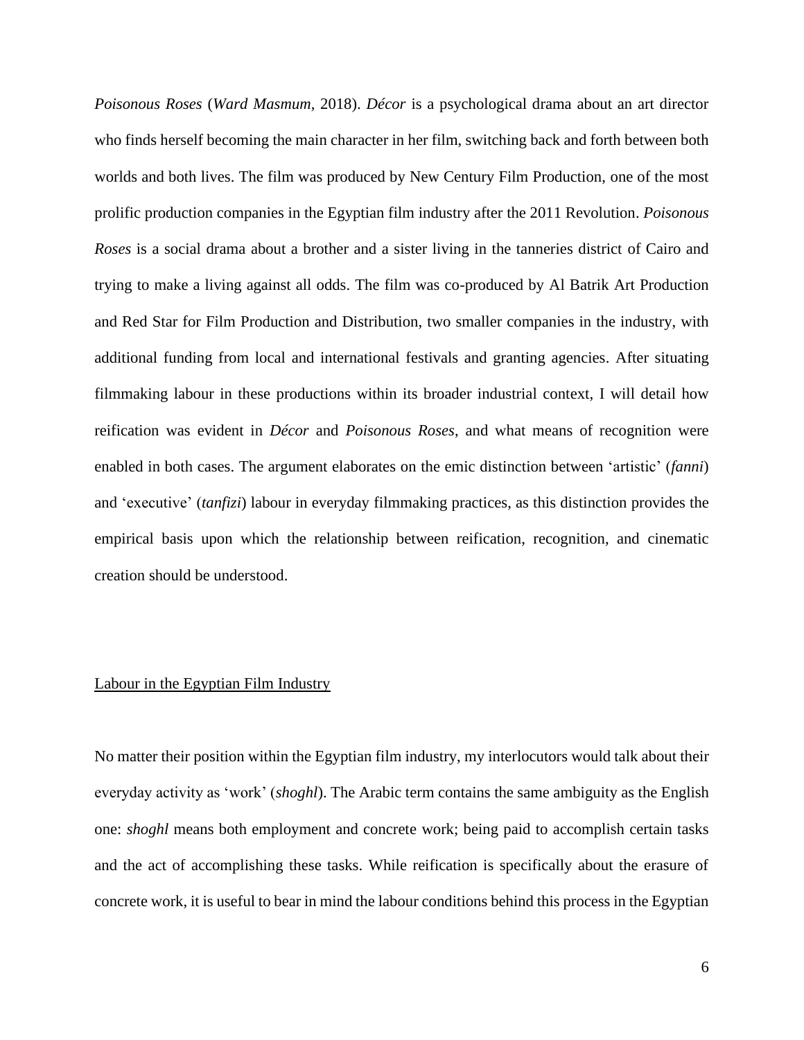*Poisonous Roses* (*Ward Masmum*, 2018). *Décor* is a psychological drama about an art director who finds herself becoming the main character in her film, switching back and forth between both worlds and both lives. The film was produced by New Century Film Production, one of the most prolific production companies in the Egyptian film industry after the 2011 Revolution. *Poisonous Roses* is a social drama about a brother and a sister living in the tanneries district of Cairo and trying to make a living against all odds. The film was co-produced by Al Batrik Art Production and Red Star for Film Production and Distribution, two smaller companies in the industry, with additional funding from local and international festivals and granting agencies. After situating filmmaking labour in these productions within its broader industrial context, I will detail how reification was evident in *Décor* and *Poisonous Roses*, and what means of recognition were enabled in both cases. The argument elaborates on the emic distinction between 'artistic' (*fanni*) and 'executive' (*tanfizi*) labour in everyday filmmaking practices, as this distinction provides the empirical basis upon which the relationship between reification, recognition, and cinematic creation should be understood.

## Labour in the Egyptian Film Industry

No matter their position within the Egyptian film industry, my interlocutors would talk about their everyday activity as 'work' (*shoghl*). The Arabic term contains the same ambiguity as the English one: *shoghl* means both employment and concrete work; being paid to accomplish certain tasks and the act of accomplishing these tasks. While reification is specifically about the erasure of concrete work, it is useful to bear in mind the labour conditions behind this process in the Egyptian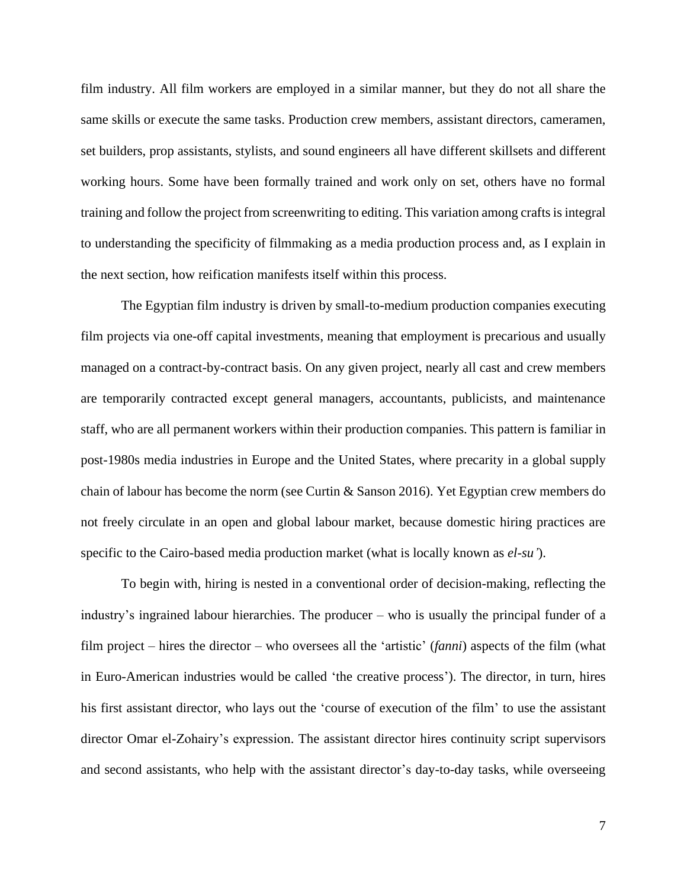film industry. All film workers are employed in a similar manner, but they do not all share the same skills or execute the same tasks. Production crew members, assistant directors, cameramen, set builders, prop assistants, stylists, and sound engineers all have different skillsets and different working hours. Some have been formally trained and work only on set, others have no formal training and follow the project from screenwriting to editing. This variation among crafts is integral to understanding the specificity of filmmaking as a media production process and, as I explain in the next section, how reification manifests itself within this process.

The Egyptian film industry is driven by small-to-medium production companies executing film projects via one-off capital investments, meaning that employment is precarious and usually managed on a contract-by-contract basis. On any given project, nearly all cast and crew members are temporarily contracted except general managers, accountants, publicists, and maintenance staff, who are all permanent workers within their production companies. This pattern is familiar in post-1980s media industries in Europe and the United States, where precarity in a global supply chain of labour has become the norm (see Curtin & Sanson 2016). Yet Egyptian crew members do not freely circulate in an open and global labour market, because domestic hiring practices are specific to the Cairo-based media production market (what is locally known as *el-su'*).

To begin with, hiring is nested in a conventional order of decision-making, reflecting the industry's ingrained labour hierarchies. The producer – who is usually the principal funder of a film project – hires the director – who oversees all the 'artistic' (*fanni*) aspects of the film (what in Euro-American industries would be called 'the creative process'). The director, in turn, hires his first assistant director, who lays out the 'course of execution of the film' to use the assistant director Omar el-Zohairy's expression. The assistant director hires continuity script supervisors and second assistants, who help with the assistant director's day-to-day tasks, while overseeing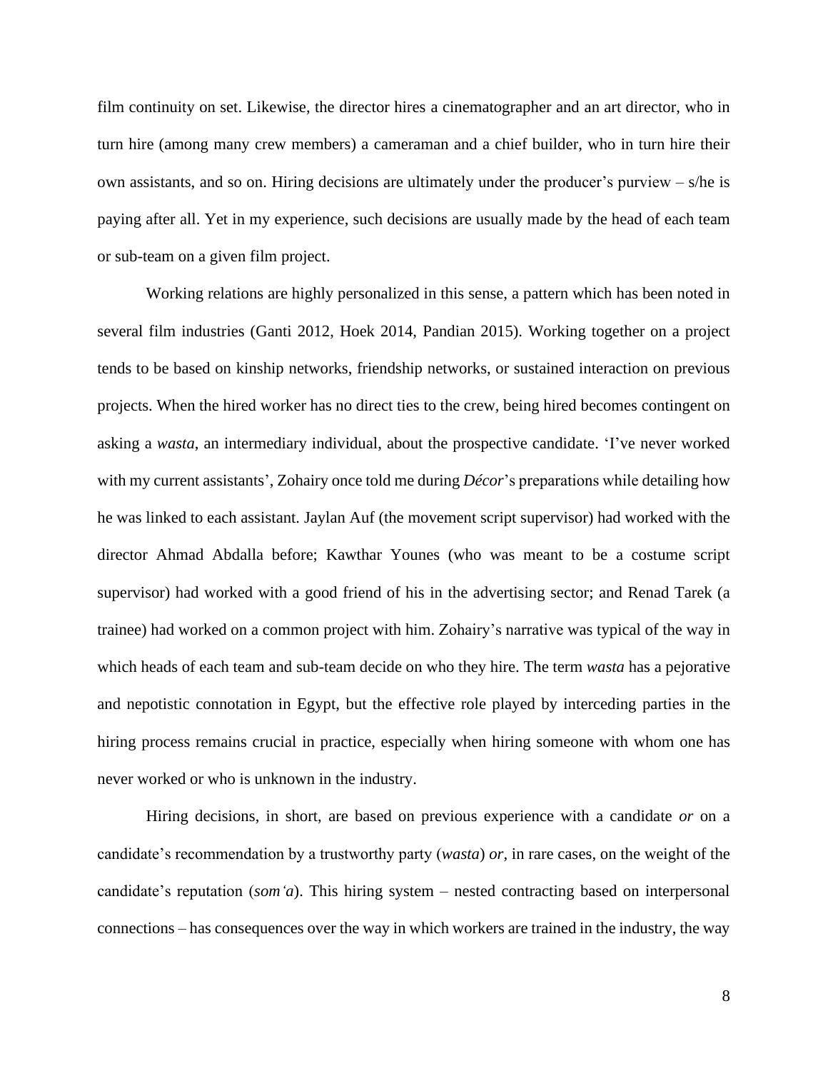film continuity on set. Likewise, the director hires a cinematographer and an art director, who in turn hire (among many crew members) a cameraman and a chief builder, who in turn hire their own assistants, and so on. Hiring decisions are ultimately under the producer's purview – s/he is paying after all. Yet in my experience, such decisions are usually made by the head of each team or sub-team on a given film project.

Working relations are highly personalized in this sense, a pattern which has been noted in several film industries (Ganti 2012, Hoek 2014, Pandian 2015). Working together on a project tends to be based on kinship networks, friendship networks, or sustained interaction on previous projects. When the hired worker has no direct ties to the crew, being hired becomes contingent on asking a *wasta*, an intermediary individual, about the prospective candidate. 'I've never worked with my current assistants', Zohairy once told me during *Décor*'s preparations while detailing how he was linked to each assistant. Jaylan Auf (the movement script supervisor) had worked with the director Ahmad Abdalla before; Kawthar Younes (who was meant to be a costume script supervisor) had worked with a good friend of his in the advertising sector; and Renad Tarek (a trainee) had worked on a common project with him. Zohairy's narrative was typical of the way in which heads of each team and sub-team decide on who they hire. The term *wasta* has a pejorative and nepotistic connotation in Egypt, but the effective role played by interceding parties in the hiring process remains crucial in practice, especially when hiring someone with whom one has never worked or who is unknown in the industry.

Hiring decisions, in short, are based on previous experience with a candidate *or* on a candidate's recommendation by a trustworthy party (*wasta*) *or*, in rare cases, on the weight of the candidate's reputation (*som'a*). This hiring system – nested contracting based on interpersonal connections – has consequences over the way in which workers are trained in the industry, the way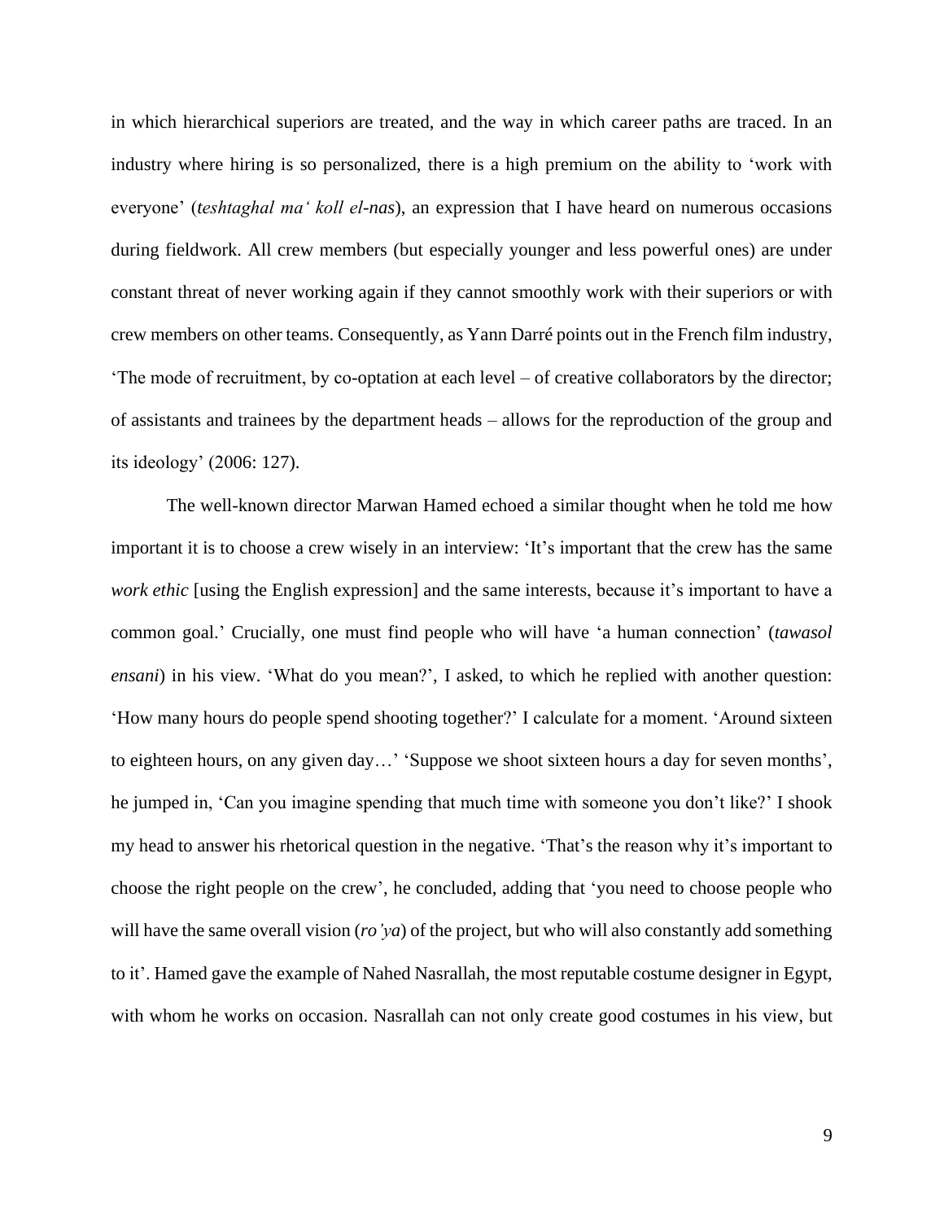in which hierarchical superiors are treated, and the way in which career paths are traced. In an industry where hiring is so personalized, there is a high premium on the ability to 'work with everyone' (*teshtaghal ma' koll el-nas*), an expression that I have heard on numerous occasions during fieldwork. All crew members (but especially younger and less powerful ones) are under constant threat of never working again if they cannot smoothly work with their superiors or with crew members on other teams. Consequently, as Yann Darré points out in the French film industry, 'The mode of recruitment, by co-optation at each level – of creative collaborators by the director; of assistants and trainees by the department heads – allows for the reproduction of the group and its ideology' (2006: 127).

The well-known director Marwan Hamed echoed a similar thought when he told me how important it is to choose a crew wisely in an interview: 'It's important that the crew has the same *work ethic* [using the English expression] and the same interests, because it's important to have a common goal.' Crucially, one must find people who will have 'a human connection' (*tawasol ensani*) in his view. 'What do you mean?', I asked, to which he replied with another question: 'How many hours do people spend shooting together?' I calculate for a moment. 'Around sixteen to eighteen hours, on any given day…' 'Suppose we shoot sixteen hours a day for seven months', he jumped in, 'Can you imagine spending that much time with someone you don't like?' I shook my head to answer his rhetorical question in the negative. 'That's the reason why it's important to choose the right people on the crew', he concluded, adding that 'you need to choose people who will have the same overall vision (*ro'ya*) of the project, but who will also constantly add something to it'. Hamed gave the example of Nahed Nasrallah, the most reputable costume designer in Egypt, with whom he works on occasion. Nasrallah can not only create good costumes in his view, but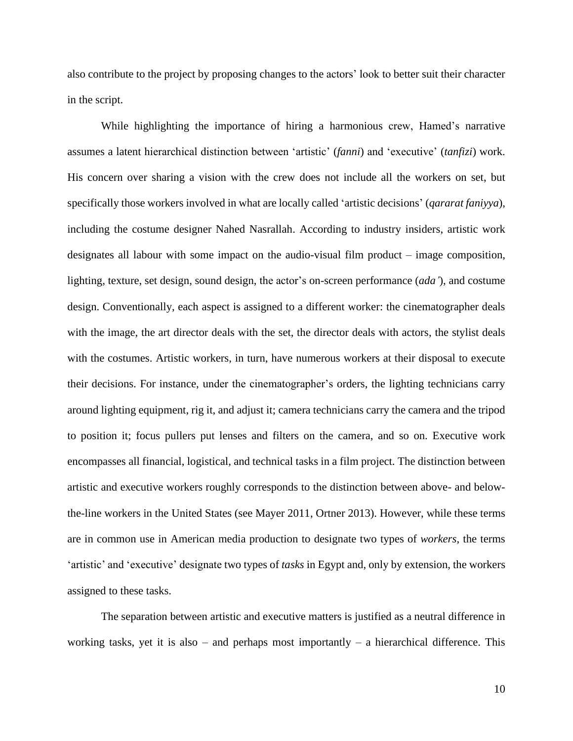also contribute to the project by proposing changes to the actors' look to better suit their character in the script.

While highlighting the importance of hiring a harmonious crew, Hamed's narrative assumes a latent hierarchical distinction between 'artistic' (*fanni*) and 'executive' (*tanfizi*) work. His concern over sharing a vision with the crew does not include all the workers on set, but specifically those workers involved in what are locally called 'artistic decisions' (*qararat faniyya*), including the costume designer Nahed Nasrallah. According to industry insiders, artistic work designates all labour with some impact on the audio-visual film product – image composition, lighting, texture, set design, sound design, the actor's on-screen performance (*ada'*), and costume design. Conventionally, each aspect is assigned to a different worker: the cinematographer deals with the image, the art director deals with the set, the director deals with actors, the stylist deals with the costumes. Artistic workers, in turn, have numerous workers at their disposal to execute their decisions. For instance, under the cinematographer's orders, the lighting technicians carry around lighting equipment, rig it, and adjust it; camera technicians carry the camera and the tripod to position it; focus pullers put lenses and filters on the camera, and so on. Executive work encompasses all financial, logistical, and technical tasks in a film project. The distinction between artistic and executive workers roughly corresponds to the distinction between above- and below-the-line workers in the United States (see Mayer 2011, Ortner 2013). However, while these terms are in common use in American media production to designate two types of *workers*, the terms 'artistic' and 'executive' designate two types of *tasks* in Egypt and, only by extension, the workers assigned to these tasks.

The separation between artistic and executive matters is justified as a neutral difference in working tasks, yet it is also – and perhaps most importantly – a hierarchical difference. This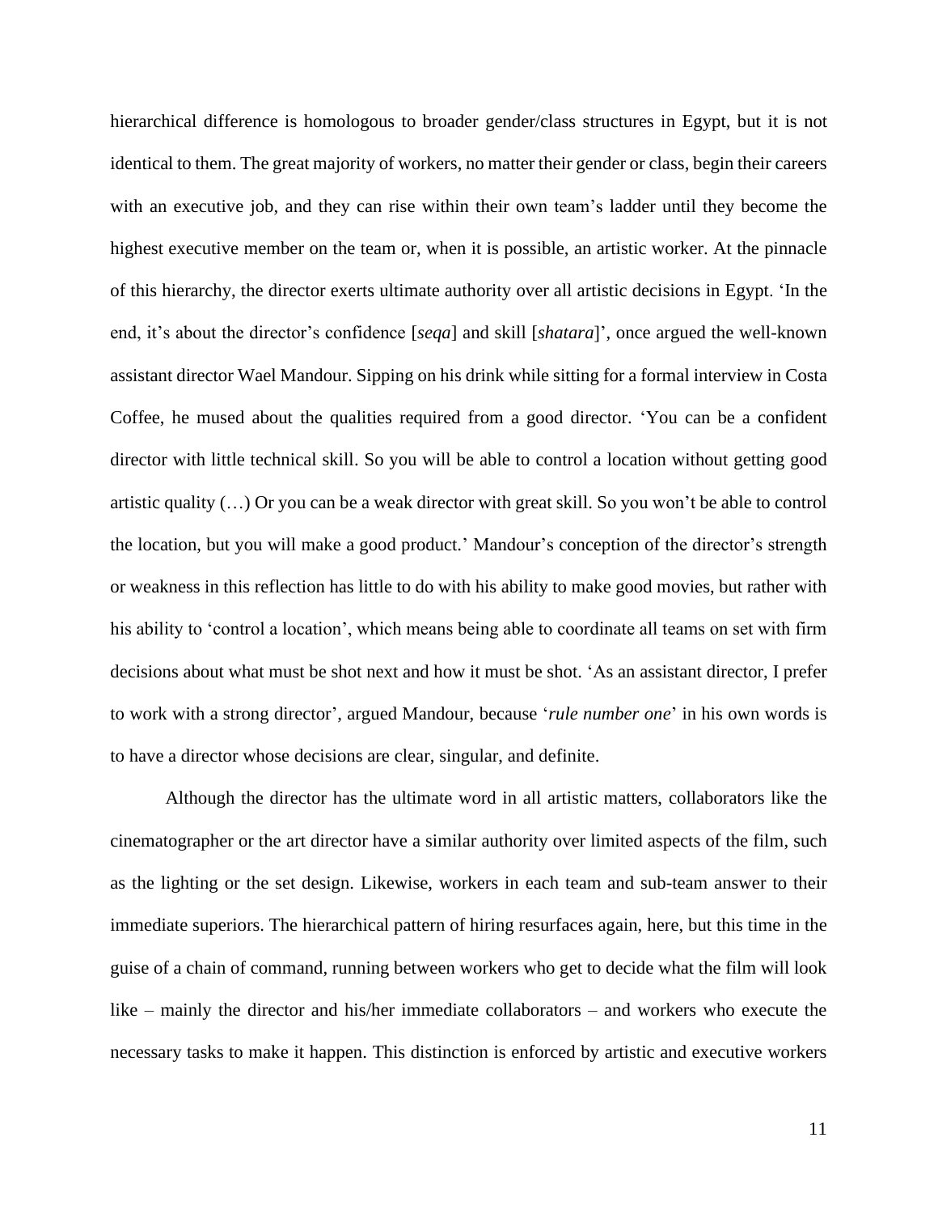hierarchical difference is homologous to broader gender/class structures in Egypt, but it is not identical to them. The great majority of workers, no matter their gender or class, begin their careers with an executive job, and they can rise within their own team's ladder until they become the highest executive member on the team or, when it is possible, an artistic worker. At the pinnacle of this hierarchy, the director exerts ultimate authority over all artistic decisions in Egypt. 'In the end, it's about the director's confidence [*seqa*] and skill [*shatara*]', once argued the well-known assistant director Wael Mandour. Sipping on his drink while sitting for a formal interview in Costa Coffee, he mused about the qualities required from a good director. 'You can be a confident director with little technical skill. So you will be able to control a location without getting good artistic quality (…) Or you can be a weak director with great skill. So you won't be able to control the location, but you will make a good product.' Mandour's conception of the director's strength or weakness in this reflection has little to do with his ability to make good movies, but rather with his ability to 'control a location', which means being able to coordinate all teams on set with firm decisions about what must be shot next and how it must be shot. 'As an assistant director, I prefer to work with a strong director', argued Mandour, because '*rule number one*' in his own words is to have a director whose decisions are clear, singular, and definite.

Although the director has the ultimate word in all artistic matters, collaborators like the cinematographer or the art director have a similar authority over limited aspects of the film, such as the lighting or the set design. Likewise, workers in each team and sub-team answer to their immediate superiors. The hierarchical pattern of hiring resurfaces again, here, but this time in the guise of a chain of command, running between workers who get to decide what the film will look like – mainly the director and his/her immediate collaborators – and workers who execute the necessary tasks to make it happen. This distinction is enforced by artistic and executive workers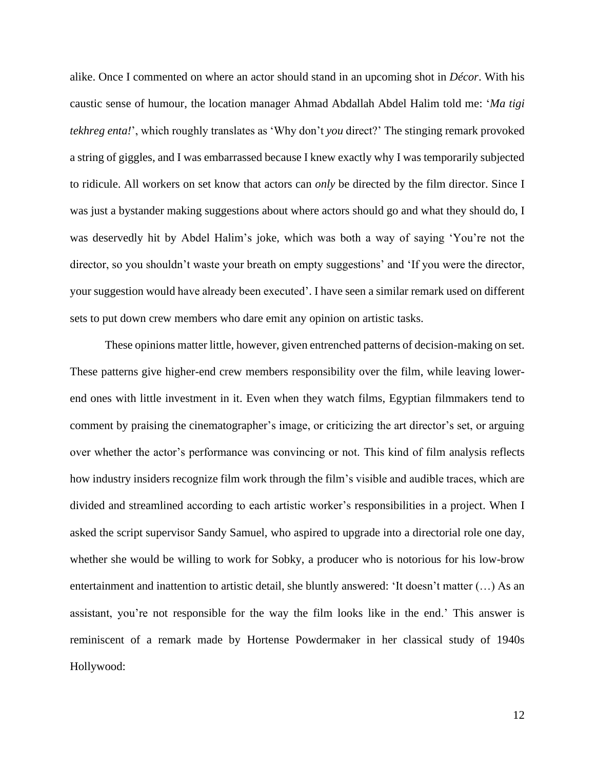alike. Once I commented on where an actor should stand in an upcoming shot in *Décor*. With his caustic sense of humour, the location manager Ahmad Abdallah Abdel Halim told me: '*Ma tigi tekhreg enta!*', which roughly translates as 'Why don't *you* direct?' The stinging remark provoked a string of giggles, and I was embarrassed because I knew exactly why I was temporarily subjected to ridicule. All workers on set know that actors can *only* be directed by the film director. Since I was just a bystander making suggestions about where actors should go and what they should do, I was deservedly hit by Abdel Halim's joke, which was both a way of saying 'You're not the director, so you shouldn't waste your breath on empty suggestions' and 'If you were the director, your suggestion would have already been executed'. I have seen a similar remark used on different sets to put down crew members who dare emit any opinion on artistic tasks.

These opinions matter little, however, given entrenched patterns of decision-making on set. These patterns give higher-end crew members responsibility over the film, while leaving lower-end ones with little investment in it. Even when they watch films, Egyptian filmmakers tend to comment by praising the cinematographer's image, or criticizing the art director's set, or arguing over whether the actor's performance was convincing or not. This kind of film analysis reflects how industry insiders recognize film work through the film's visible and audible traces, which are divided and streamlined according to each artistic worker's responsibilities in a project. When I asked the script supervisor Sandy Samuel, who aspired to upgrade into a directorial role one day, whether she would be willing to work for Sobky, a producer who is notorious for his low-brow entertainment and inattention to artistic detail, she bluntly answered: 'It doesn't matter (…) As an assistant, you're not responsible for the way the film looks like in the end.' This answer is reminiscent of a remark made by Hortense Powdermaker in her classical study of 1940s Hollywood: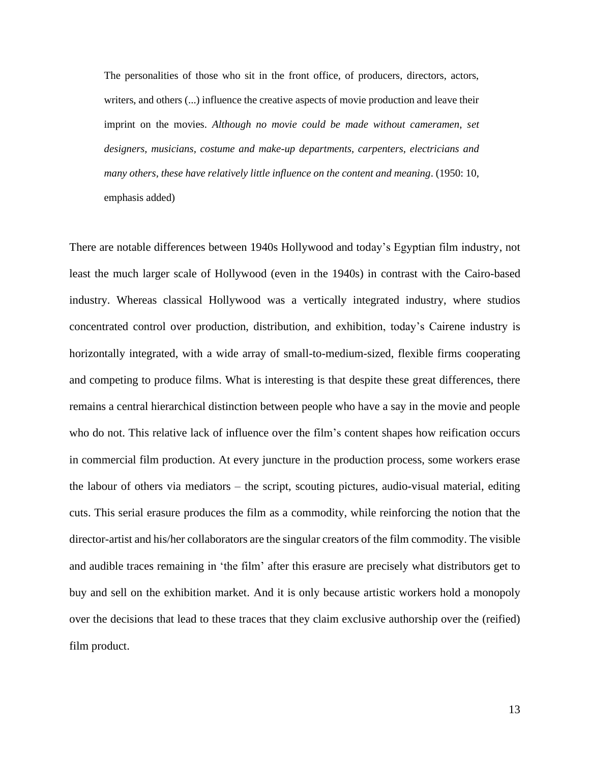> The personalities of those who sit in the front office, of producers, directors, actors, writers, and others (...) influence the creative aspects of movie production and leave their imprint on the movies. *Although no movie could be made without cameramen, set designers, musicians, costume and make-up departments, carpenters, electricians and many others, these have relatively little influence on the content and meaning*. (1950: 10, emphasis added)

There are notable differences between 1940s Hollywood and today's Egyptian film industry, not least the much larger scale of Hollywood (even in the 1940s) in contrast with the Cairo-based industry. Whereas classical Hollywood was a vertically integrated industry, where studios concentrated control over production, distribution, and exhibition, today's Cairene industry is horizontally integrated, with a wide array of small-to-medium-sized, flexible firms cooperating and competing to produce films. What is interesting is that despite these great differences, there remains a central hierarchical distinction between people who have a say in the movie and people who do not. This relative lack of influence over the film's content shapes how reification occurs in commercial film production. At every juncture in the production process, some workers erase the labour of others via mediators – the script, scouting pictures, audio-visual material, editing cuts. This serial erasure produces the film as a commodity, while reinforcing the notion that the director-artist and his/her collaborators are the singular creators of the film commodity. The visible and audible traces remaining in 'the film' after this erasure are precisely what distributors get to buy and sell on the exhibition market. And it is only because artistic workers hold a monopoly over the decisions that lead to these traces that they claim exclusive authorship over the (reified) film product.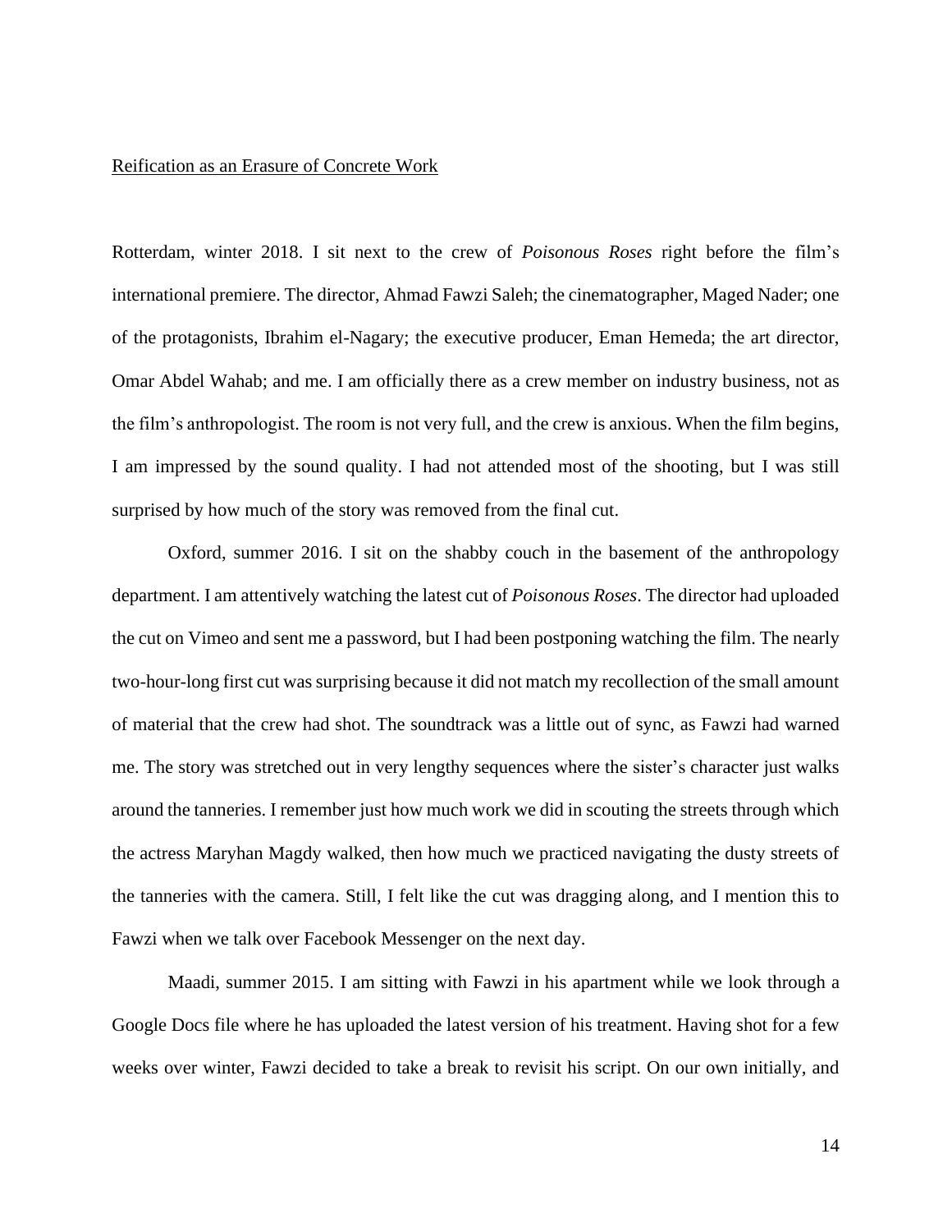## Reification as an Erasure of Concrete Work

Rotterdam, winter 2018. I sit next to the crew of *Poisonous Roses* right before the film's international premiere. The director, Ahmad Fawzi Saleh; the cinematographer, Maged Nader; one of the protagonists, Ibrahim el-Nagary; the executive producer, Eman Hemeda; the art director, Omar Abdel Wahab; and me. I am officially there as a crew member on industry business, not as the film's anthropologist. The room is not very full, and the crew is anxious. When the film begins, I am impressed by the sound quality. I had not attended most of the shooting, but I was still surprised by how much of the story was removed from the final cut.

Oxford, summer 2016. I sit on the shabby couch in the basement of the anthropology department. I am attentively watching the latest cut of *Poisonous Roses*. The director had uploaded the cut on Vimeo and sent me a password, but I had been postponing watching the film. The nearly two-hour-long first cut was surprising because it did not match my recollection of the small amount of material that the crew had shot. The soundtrack was a little out of sync, as Fawzi had warned me. The story was stretched out in very lengthy sequences where the sister's character just walks around the tanneries. I remember just how much work we did in scouting the streets through which the actress Maryhan Magdy walked, then how much we practiced navigating the dusty streets of the tanneries with the camera. Still, I felt like the cut was dragging along, and I mention this to Fawzi when we talk over Facebook Messenger on the next day.

Maadi, summer 2015. I am sitting with Fawzi in his apartment while we look through a Google Docs file where he has uploaded the latest version of his treatment. Having shot for a few weeks over winter, Fawzi decided to take a break to revisit his script. On our own initially, and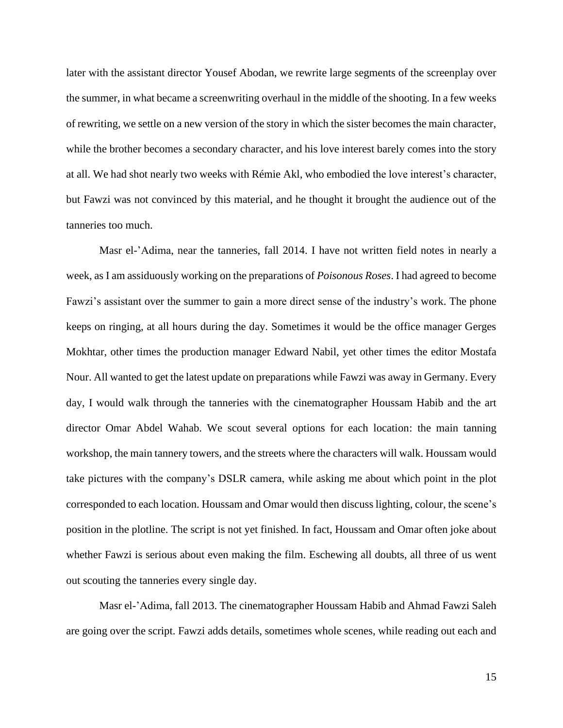later with the assistant director Yousef Abodan, we rewrite large segments of the screenplay over the summer, in what became a screenwriting overhaul in the middle of the shooting. In a few weeks of rewriting, we settle on a new version of the story in which the sister becomes the main character, while the brother becomes a secondary character, and his love interest barely comes into the story at all. We had shot nearly two weeks with Rémie Akl, who embodied the love interest's character, but Fawzi was not convinced by this material, and he thought it brought the audience out of the tanneries too much.

Masr el-'Adima, near the tanneries, fall 2014. I have not written field notes in nearly a week, as I am assiduously working on the preparations of *Poisonous Roses*. I had agreed to become Fawzi's assistant over the summer to gain a more direct sense of the industry's work. The phone keeps on ringing, at all hours during the day. Sometimes it would be the office manager Gerges Mokhtar, other times the production manager Edward Nabil, yet other times the editor Mostafa Nour. All wanted to get the latest update on preparations while Fawzi was away in Germany. Every day, I would walk through the tanneries with the cinematographer Houssam Habib and the art director Omar Abdel Wahab. We scout several options for each location: the main tanning workshop, the main tannery towers, and the streets where the characters will walk. Houssam would take pictures with the company's DSLR camera, while asking me about which point in the plot corresponded to each location. Houssam and Omar would then discuss lighting, colour, the scene's position in the plotline. The script is not yet finished. In fact, Houssam and Omar often joke about whether Fawzi is serious about even making the film. Eschewing all doubts, all three of us went out scouting the tanneries every single day.

Masr el-'Adima, fall 2013. The cinematographer Houssam Habib and Ahmad Fawzi Saleh are going over the script. Fawzi adds details, sometimes whole scenes, while reading out each and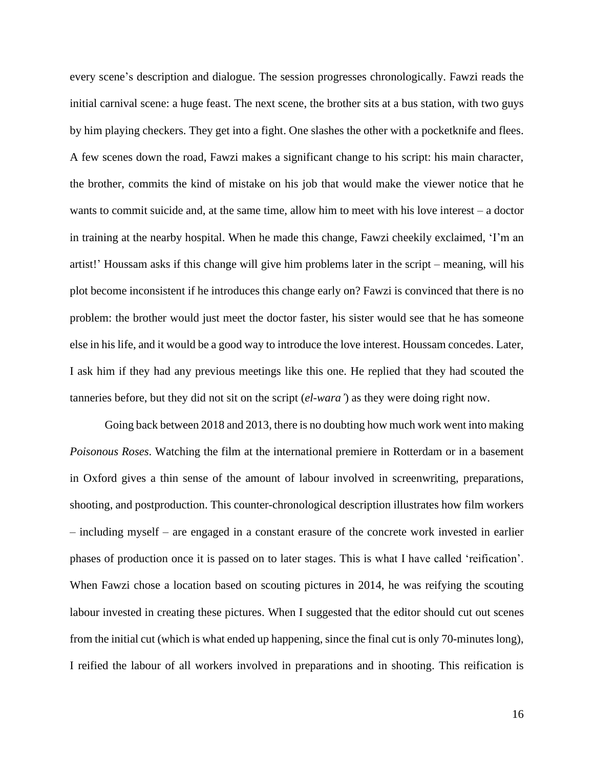every scene's description and dialogue. The session progresses chronologically. Fawzi reads the initial carnival scene: a huge feast. The next scene, the brother sits at a bus station, with two guys by him playing checkers. They get into a fight. One slashes the other with a pocketknife and flees. A few scenes down the road, Fawzi makes a significant change to his script: his main character, the brother, commits the kind of mistake on his job that would make the viewer notice that he wants to commit suicide and, at the same time, allow him to meet with his love interest – a doctor in training at the nearby hospital. When he made this change, Fawzi cheekily exclaimed, 'I'm an artist!' Houssam asks if this change will give him problems later in the script – meaning, will his plot become inconsistent if he introduces this change early on? Fawzi is convinced that there is no problem: the brother would just meet the doctor faster, his sister would see that he has someone else in his life, and it would be a good way to introduce the love interest. Houssam concedes. Later, I ask him if they had any previous meetings like this one. He replied that they had scouted the tanneries before, but they did not sit on the script (*el-wara'*) as they were doing right now.

Going back between 2018 and 2013, there is no doubting how much work went into making *Poisonous Roses*. Watching the film at the international premiere in Rotterdam or in a basement in Oxford gives a thin sense of the amount of labour involved in screenwriting, preparations, shooting, and postproduction. This counter-chronological description illustrates how film workers – including myself – are engaged in a constant erasure of the concrete work invested in earlier phases of production once it is passed on to later stages. This is what I have called 'reification'. When Fawzi chose a location based on scouting pictures in 2014, he was reifying the scouting labour invested in creating these pictures. When I suggested that the editor should cut out scenes from the initial cut (which is what ended up happening, since the final cut is only 70-minutes long), I reified the labour of all workers involved in preparations and in shooting. This reification is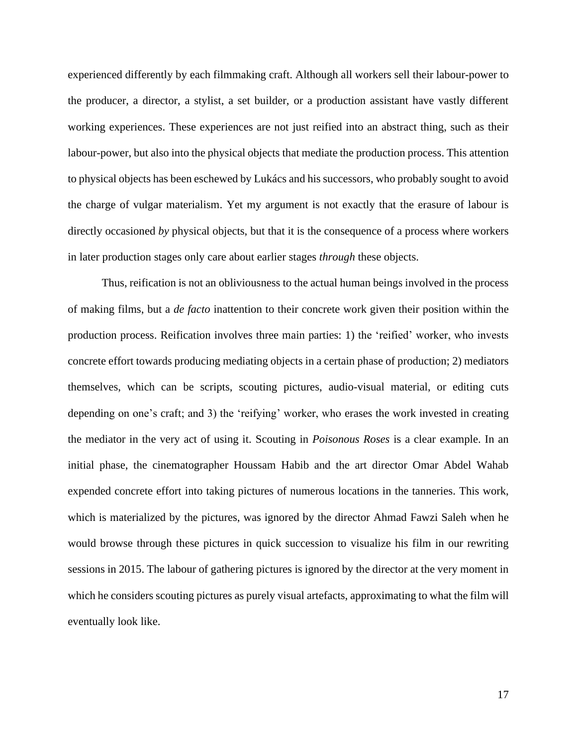experienced differently by each filmmaking craft. Although all workers sell their labour-power to the producer, a director, a stylist, a set builder, or a production assistant have vastly different working experiences. These experiences are not just reified into an abstract thing, such as their labour-power, but also into the physical objects that mediate the production process. This attention to physical objects has been eschewed by Lukács and his successors, who probably sought to avoid the charge of vulgar materialism. Yet my argument is not exactly that the erasure of labour is directly occasioned *by* physical objects, but that it is the consequence of a process where workers in later production stages only care about earlier stages *through* these objects.

Thus, reification is not an obliviousness to the actual human beings involved in the process of making films, but a *de facto* inattention to their concrete work given their position within the production process. Reification involves three main parties: 1) the 'reified' worker, who invests concrete effort towards producing mediating objects in a certain phase of production; 2) mediators themselves, which can be scripts, scouting pictures, audio-visual material, or editing cuts depending on one's craft; and 3) the 'reifying' worker, who erases the work invested in creating the mediator in the very act of using it. Scouting in *Poisonous Roses* is a clear example. In an initial phase, the cinematographer Houssam Habib and the art director Omar Abdel Wahab expended concrete effort into taking pictures of numerous locations in the tanneries. This work, which is materialized by the pictures, was ignored by the director Ahmad Fawzi Saleh when he would browse through these pictures in quick succession to visualize his film in our rewriting sessions in 2015. The labour of gathering pictures is ignored by the director at the very moment in which he considers scouting pictures as purely visual artefacts, approximating to what the film will eventually look like.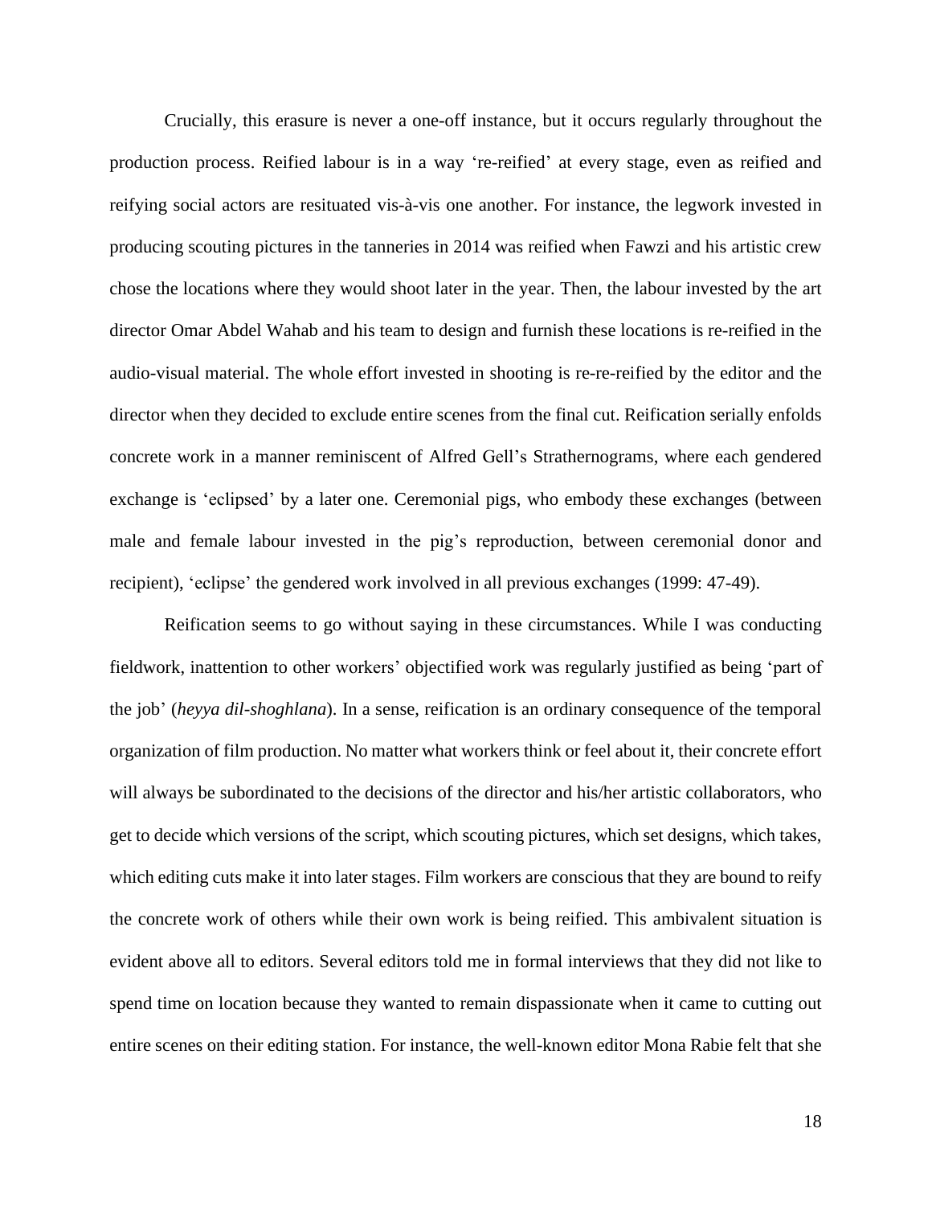Crucially, this erasure is never a one-off instance, but it occurs regularly throughout the production process. Reified labour is in a way 're-reified' at every stage, even as reified and reifying social actors are resituated vis-à-vis one another. For instance, the legwork invested in producing scouting pictures in the tanneries in 2014 was reified when Fawzi and his artistic crew chose the locations where they would shoot later in the year. Then, the labour invested by the art director Omar Abdel Wahab and his team to design and furnish these locations is re-reified in the audio-visual material. The whole effort invested in shooting is re-re-reified by the editor and the director when they decided to exclude entire scenes from the final cut. Reification serially enfolds concrete work in a manner reminiscent of Alfred Gell's Strathernograms, where each gendered exchange is 'eclipsed' by a later one. Ceremonial pigs, who embody these exchanges (between male and female labour invested in the pig's reproduction, between ceremonial donor and recipient), 'eclipse' the gendered work involved in all previous exchanges (1999: 47-49).

Reification seems to go without saying in these circumstances. While I was conducting fieldwork, inattention to other workers' objectified work was regularly justified as being 'part of the job' (*heyya dil-shoghlana*). In a sense, reification is an ordinary consequence of the temporal organization of film production. No matter what workers think or feel about it, their concrete effort will always be subordinated to the decisions of the director and his/her artistic collaborators, who get to decide which versions of the script, which scouting pictures, which set designs, which takes, which editing cuts make it into later stages. Film workers are conscious that they are bound to reify the concrete work of others while their own work is being reified. This ambivalent situation is evident above all to editors. Several editors told me in formal interviews that they did not like to spend time on location because they wanted to remain dispassionate when it came to cutting out entire scenes on their editing station. For instance, the well-known editor Mona Rabie felt that she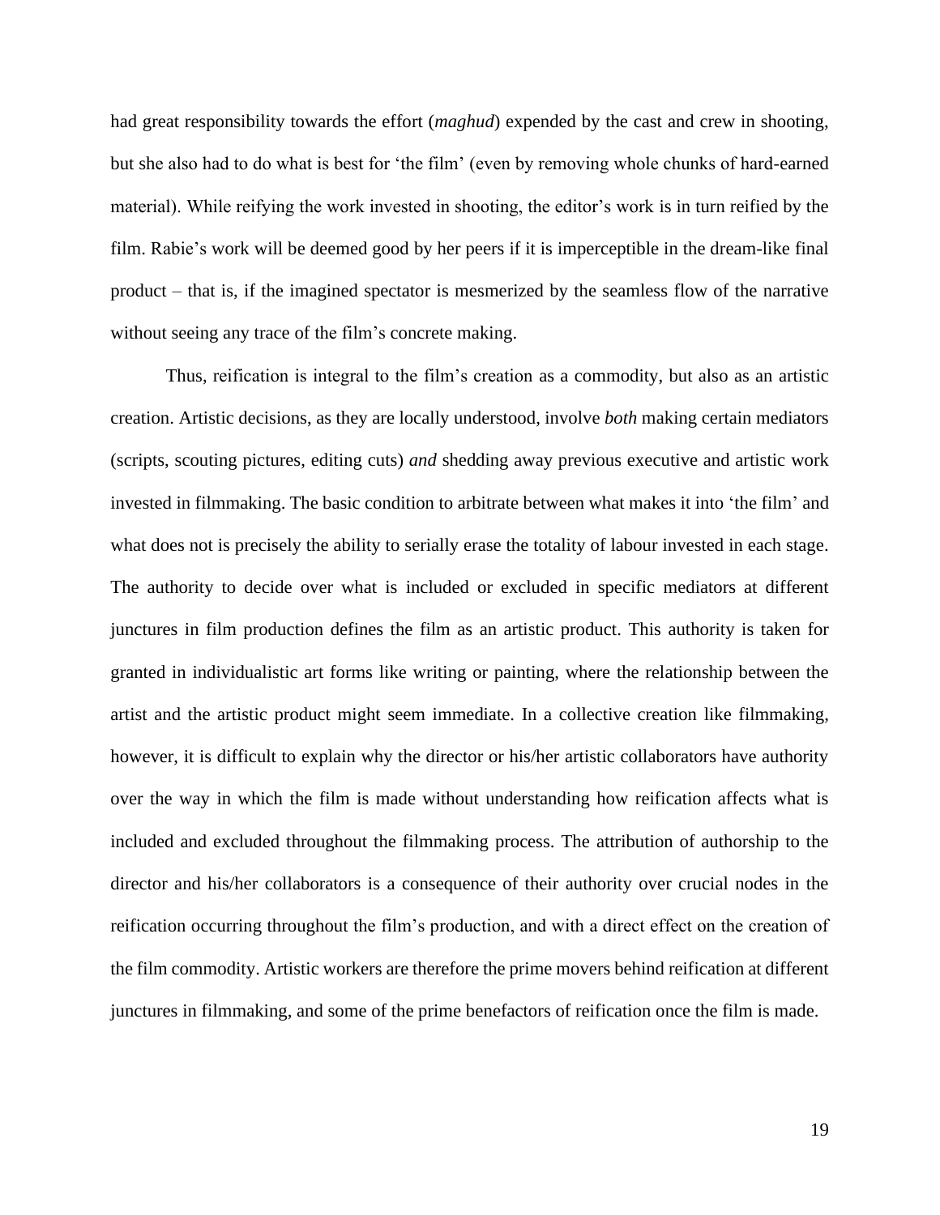had great responsibility towards the effort (*maghud*) expended by the cast and crew in shooting, but she also had to do what is best for 'the film' (even by removing whole chunks of hard-earned material). While reifying the work invested in shooting, the editor's work is in turn reified by the film. Rabie's work will be deemed good by her peers if it is imperceptible in the dream-like final product – that is, if the imagined spectator is mesmerized by the seamless flow of the narrative without seeing any trace of the film's concrete making.

Thus, reification is integral to the film's creation as a commodity, but also as an artistic creation. Artistic decisions, as they are locally understood, involve *both* making certain mediators (scripts, scouting pictures, editing cuts) *and* shedding away previous executive and artistic work invested in filmmaking. The basic condition to arbitrate between what makes it into 'the film' and what does not is precisely the ability to serially erase the totality of labour invested in each stage. The authority to decide over what is included or excluded in specific mediators at different junctures in film production defines the film as an artistic product. This authority is taken for granted in individualistic art forms like writing or painting, where the relationship between the artist and the artistic product might seem immediate. In a collective creation like filmmaking, however, it is difficult to explain why the director or his/her artistic collaborators have authority over the way in which the film is made without understanding how reification affects what is included and excluded throughout the filmmaking process. The attribution of authorship to the director and his/her collaborators is a consequence of their authority over crucial nodes in the reification occurring throughout the film's production, and with a direct effect on the creation of the film commodity. Artistic workers are therefore the prime movers behind reification at different junctures in filmmaking, and some of the prime benefactors of reification once the film is made.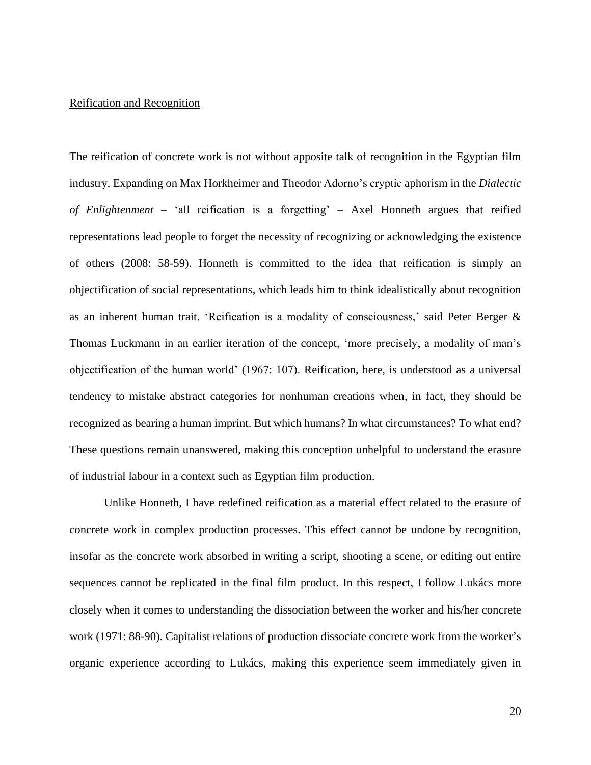## Reification and Recognition

The reification of concrete work is not without apposite talk of recognition in the Egyptian film industry. Expanding on Max Horkheimer and Theodor Adorno's cryptic aphorism in the *Dialectic of Enlightenment* – 'all reification is a forgetting' – Axel Honneth argues that reified representations lead people to forget the necessity of recognizing or acknowledging the existence of others (2008: 58-59). Honneth is committed to the idea that reification is simply an objectification of social representations, which leads him to think idealistically about recognition as an inherent human trait. 'Reification is a modality of consciousness,' said Peter Berger & Thomas Luckmann in an earlier iteration of the concept, 'more precisely, a modality of man's objectification of the human world' (1967: 107). Reification, here, is understood as a universal tendency to mistake abstract categories for nonhuman creations when, in fact, they should be recognized as bearing a human imprint. But which humans? In what circumstances? To what end? These questions remain unanswered, making this conception unhelpful to understand the erasure of industrial labour in a context such as Egyptian film production.

Unlike Honneth, I have redefined reification as a material effect related to the erasure of concrete work in complex production processes. This effect cannot be undone by recognition, insofar as the concrete work absorbed in writing a script, shooting a scene, or editing out entire sequences cannot be replicated in the final film product. In this respect, I follow Lukács more closely when it comes to understanding the dissociation between the worker and his/her concrete work (1971: 88-90). Capitalist relations of production dissociate concrete work from the worker's organic experience according to Lukács, making this experience seem immediately given in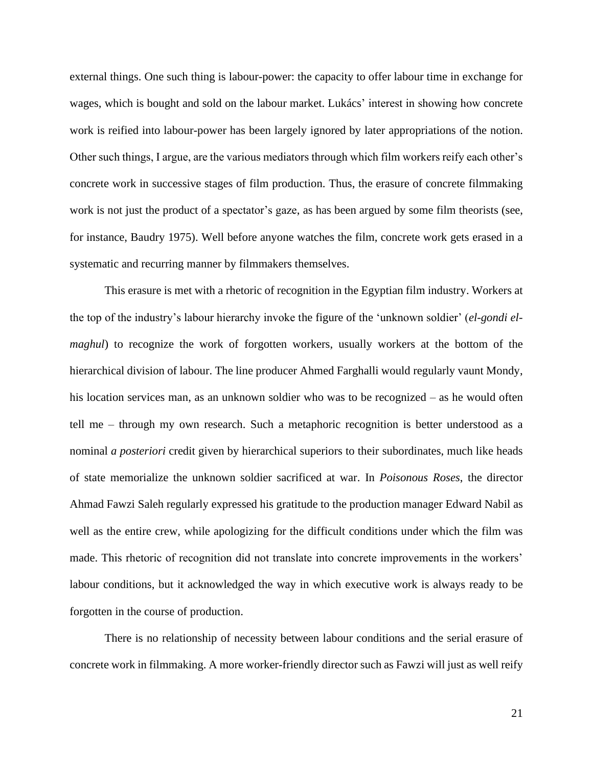external things. One such thing is labour-power: the capacity to offer labour time in exchange for wages, which is bought and sold on the labour market. Lukács' interest in showing how concrete work is reified into labour-power has been largely ignored by later appropriations of the notion. Other such things, I argue, are the various mediators through which film workers reify each other's concrete work in successive stages of film production. Thus, the erasure of concrete filmmaking work is not just the product of a spectator's gaze, as has been argued by some film theorists (see, for instance, Baudry 1975). Well before anyone watches the film, concrete work gets erased in a systematic and recurring manner by filmmakers themselves.

This erasure is met with a rhetoric of recognition in the Egyptian film industry. Workers at the top of the industry's labour hierarchy invoke the figure of the 'unknown soldier' (*el-gondi el-maghul*) to recognize the work of forgotten workers, usually workers at the bottom of the hierarchical division of labour. The line producer Ahmed Farghalli would regularly vaunt Mondy, his location services man, as an unknown soldier who was to be recognized – as he would often tell me – through my own research. Such a metaphoric recognition is better understood as a nominal *a posteriori* credit given by hierarchical superiors to their subordinates, much like heads of state memorialize the unknown soldier sacrificed at war. In *Poisonous Roses*, the director Ahmad Fawzi Saleh regularly expressed his gratitude to the production manager Edward Nabil as well as the entire crew, while apologizing for the difficult conditions under which the film was made. This rhetoric of recognition did not translate into concrete improvements in the workers' labour conditions, but it acknowledged the way in which executive work is always ready to be forgotten in the course of production.

There is no relationship of necessity between labour conditions and the serial erasure of concrete work in filmmaking. A more worker-friendly director such as Fawzi will just as well reify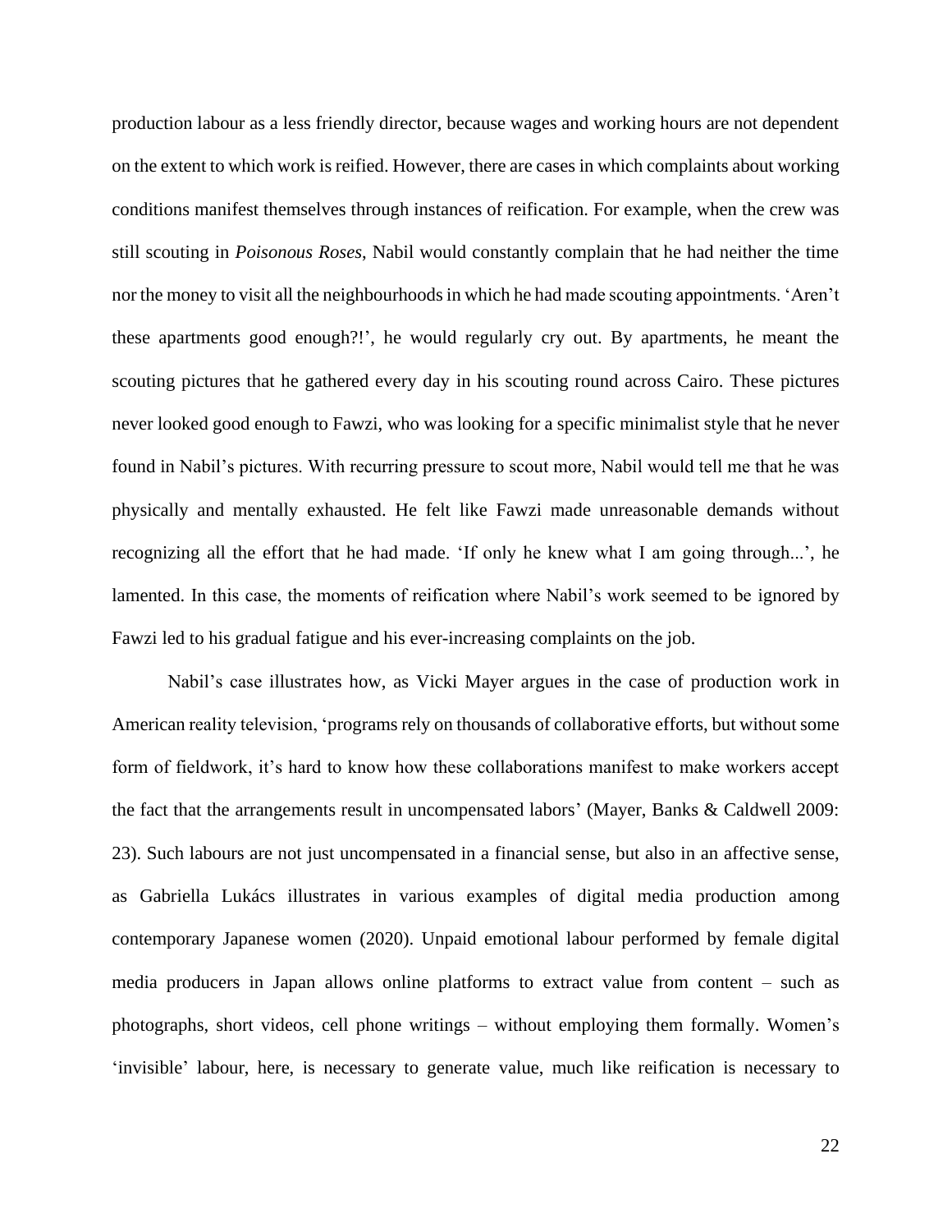production labour as a less friendly director, because wages and working hours are not dependent on the extent to which work is reified. However, there are cases in which complaints about working conditions manifest themselves through instances of reification. For example, when the crew was still scouting in *Poisonous Roses*, Nabil would constantly complain that he had neither the time nor the money to visit all the neighbourhoods in which he had made scouting appointments. 'Aren't these apartments good enough?!', he would regularly cry out. By apartments, he meant the scouting pictures that he gathered every day in his scouting round across Cairo. These pictures never looked good enough to Fawzi, who was looking for a specific minimalist style that he never found in Nabil's pictures. With recurring pressure to scout more, Nabil would tell me that he was physically and mentally exhausted. He felt like Fawzi made unreasonable demands without recognizing all the effort that he had made. 'If only he knew what I am going through...', he lamented. In this case, the moments of reification where Nabil's work seemed to be ignored by Fawzi led to his gradual fatigue and his ever-increasing complaints on the job.

Nabil's case illustrates how, as Vicki Mayer argues in the case of production work in American reality television, 'programs rely on thousands of collaborative efforts, but without some form of fieldwork, it's hard to know how these collaborations manifest to make workers accept the fact that the arrangements result in uncompensated labors' (Mayer, Banks & Caldwell 2009: 23). Such labours are not just uncompensated in a financial sense, but also in an affective sense, as Gabriella Lukács illustrates in various examples of digital media production among contemporary Japanese women (2020). Unpaid emotional labour performed by female digital media producers in Japan allows online platforms to extract value from content – such as photographs, short videos, cell phone writings – without employing them formally. Women's 'invisible' labour, here, is necessary to generate value, much like reification is necessary to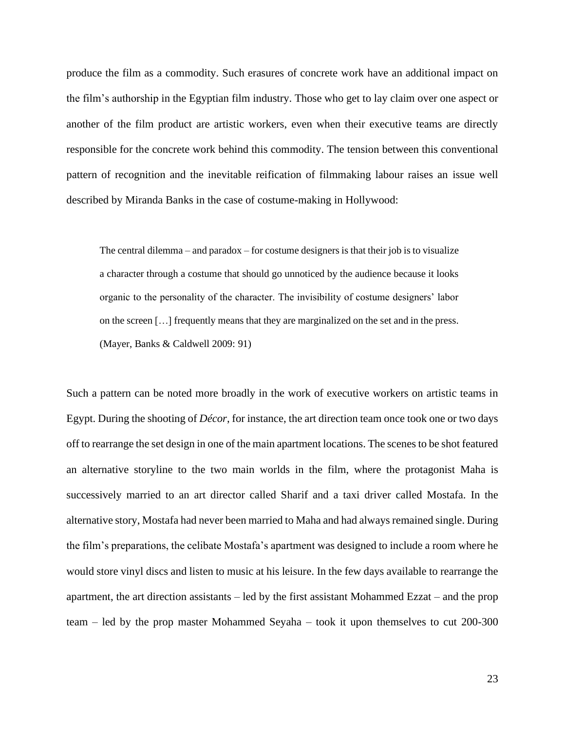produce the film as a commodity. Such erasures of concrete work have an additional impact on the film's authorship in the Egyptian film industry. Those who get to lay claim over one aspect or another of the film product are artistic workers, even when their executive teams are directly responsible for the concrete work behind this commodity. The tension between this conventional pattern of recognition and the inevitable reification of filmmaking labour raises an issue well described by Miranda Banks in the case of costume-making in Hollywood:

> The central dilemma – and paradox – for costume designers is that their job is to visualize a character through a costume that should go unnoticed by the audience because it looks organic to the personality of the character. The invisibility of costume designers' labor on the screen […] frequently means that they are marginalized on the set and in the press. (Mayer, Banks & Caldwell 2009: 91)

Such a pattern can be noted more broadly in the work of executive workers on artistic teams in Egypt. During the shooting of *Décor*, for instance, the art direction team once took one or two days off to rearrange the set design in one of the main apartment locations. The scenes to be shot featured an alternative storyline to the two main worlds in the film, where the protagonist Maha is successively married to an art director called Sharif and a taxi driver called Mostafa. In the alternative story, Mostafa had never been married to Maha and had always remained single. During the film's preparations, the celibate Mostafa's apartment was designed to include a room where he would store vinyl discs and listen to music at his leisure. In the few days available to rearrange the apartment, the art direction assistants – led by the first assistant Mohammed Ezzat – and the prop team – led by the prop master Mohammed Seyaha – took it upon themselves to cut 200-300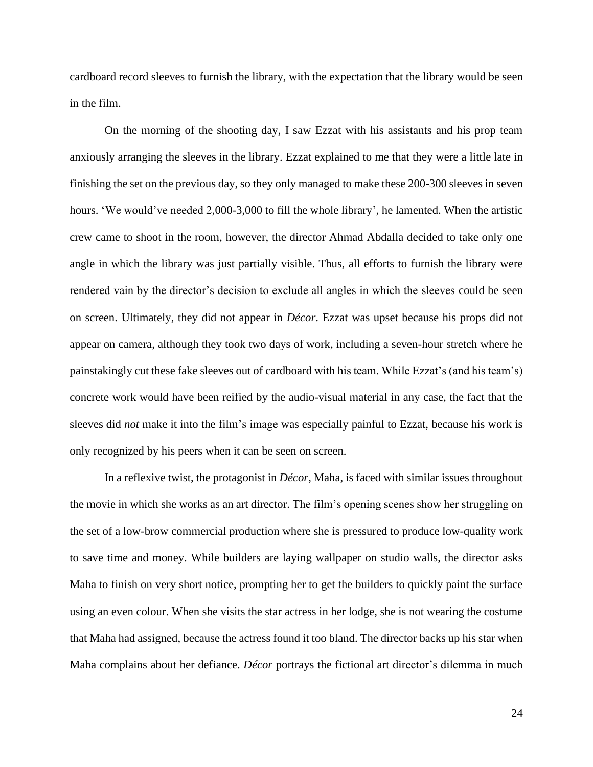cardboard record sleeves to furnish the library, with the expectation that the library would be seen in the film.

On the morning of the shooting day, I saw Ezzat with his assistants and his prop team anxiously arranging the sleeves in the library. Ezzat explained to me that they were a little late in finishing the set on the previous day, so they only managed to make these 200-300 sleeves in seven hours. 'We would've needed 2,000-3,000 to fill the whole library', he lamented. When the artistic crew came to shoot in the room, however, the director Ahmad Abdalla decided to take only one angle in which the library was just partially visible. Thus, all efforts to furnish the library were rendered vain by the director's decision to exclude all angles in which the sleeves could be seen on screen. Ultimately, they did not appear in *Décor*. Ezzat was upset because his props did not appear on camera, although they took two days of work, including a seven-hour stretch where he painstakingly cut these fake sleeves out of cardboard with his team. While Ezzat's (and his team's) concrete work would have been reified by the audio-visual material in any case, the fact that the sleeves did *not* make it into the film's image was especially painful to Ezzat, because his work is only recognized by his peers when it can be seen on screen.

In a reflexive twist, the protagonist in *Décor*, Maha, is faced with similar issues throughout the movie in which she works as an art director. The film's opening scenes show her struggling on the set of a low-brow commercial production where she is pressured to produce low-quality work to save time and money. While builders are laying wallpaper on studio walls, the director asks Maha to finish on very short notice, prompting her to get the builders to quickly paint the surface using an even colour. When she visits the star actress in her lodge, she is not wearing the costume that Maha had assigned, because the actress found it too bland. The director backs up his star when Maha complains about her defiance. *Décor* portrays the fictional art director's dilemma in much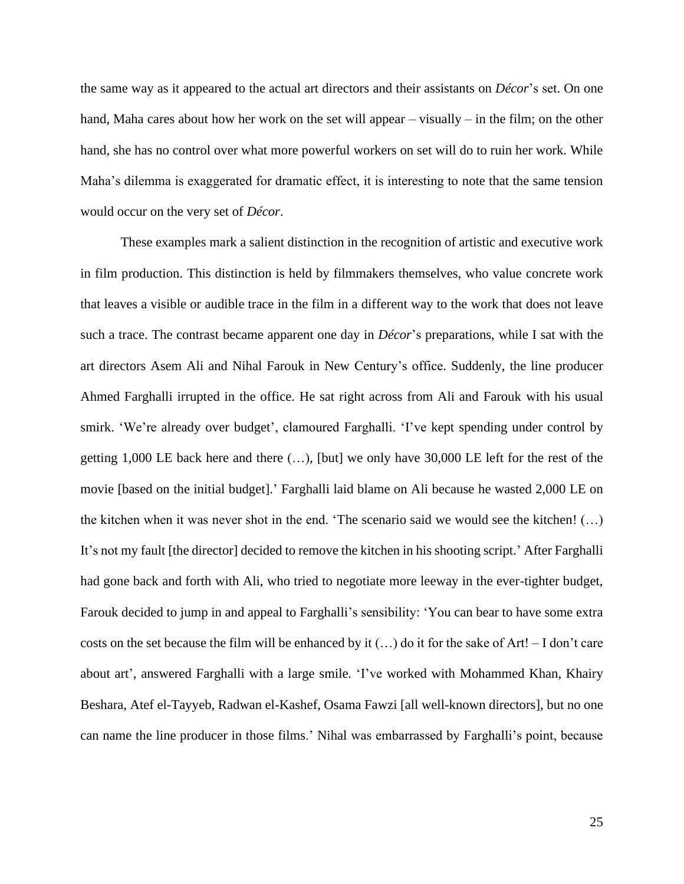the same way as it appeared to the actual art directors and their assistants on *Décor*'s set. On one hand, Maha cares about how her work on the set will appear – visually – in the film; on the other hand, she has no control over what more powerful workers on set will do to ruin her work. While Maha's dilemma is exaggerated for dramatic effect, it is interesting to note that the same tension would occur on the very set of *Décor*.

These examples mark a salient distinction in the recognition of artistic and executive work in film production. This distinction is held by filmmakers themselves, who value concrete work that leaves a visible or audible trace in the film in a different way to the work that does not leave such a trace. The contrast became apparent one day in *Décor*'s preparations, while I sat with the art directors Asem Ali and Nihal Farouk in New Century's office. Suddenly, the line producer Ahmed Farghalli irrupted in the office. He sat right across from Ali and Farouk with his usual smirk. 'We're already over budget', clamoured Farghalli. 'I've kept spending under control by getting 1,000 LE back here and there (…), [but] we only have 30,000 LE left for the rest of the movie [based on the initial budget].' Farghalli laid blame on Ali because he wasted 2,000 LE on the kitchen when it was never shot in the end. 'The scenario said we would see the kitchen! (…) It's not my fault [the director] decided to remove the kitchen in his shooting script.' After Farghalli had gone back and forth with Ali, who tried to negotiate more leeway in the ever-tighter budget, Farouk decided to jump in and appeal to Farghalli's sensibility: 'You can bear to have some extra costs on the set because the film will be enhanced by it (…) do it for the sake of Art! – I don't care about art', answered Farghalli with a large smile. 'I've worked with Mohammed Khan, Khairy Beshara, Atef el-Tayyeb, Radwan el-Kashef, Osama Fawzi [all well-known directors], but no one can name the line producer in those films.' Nihal was embarrassed by Farghalli's point, because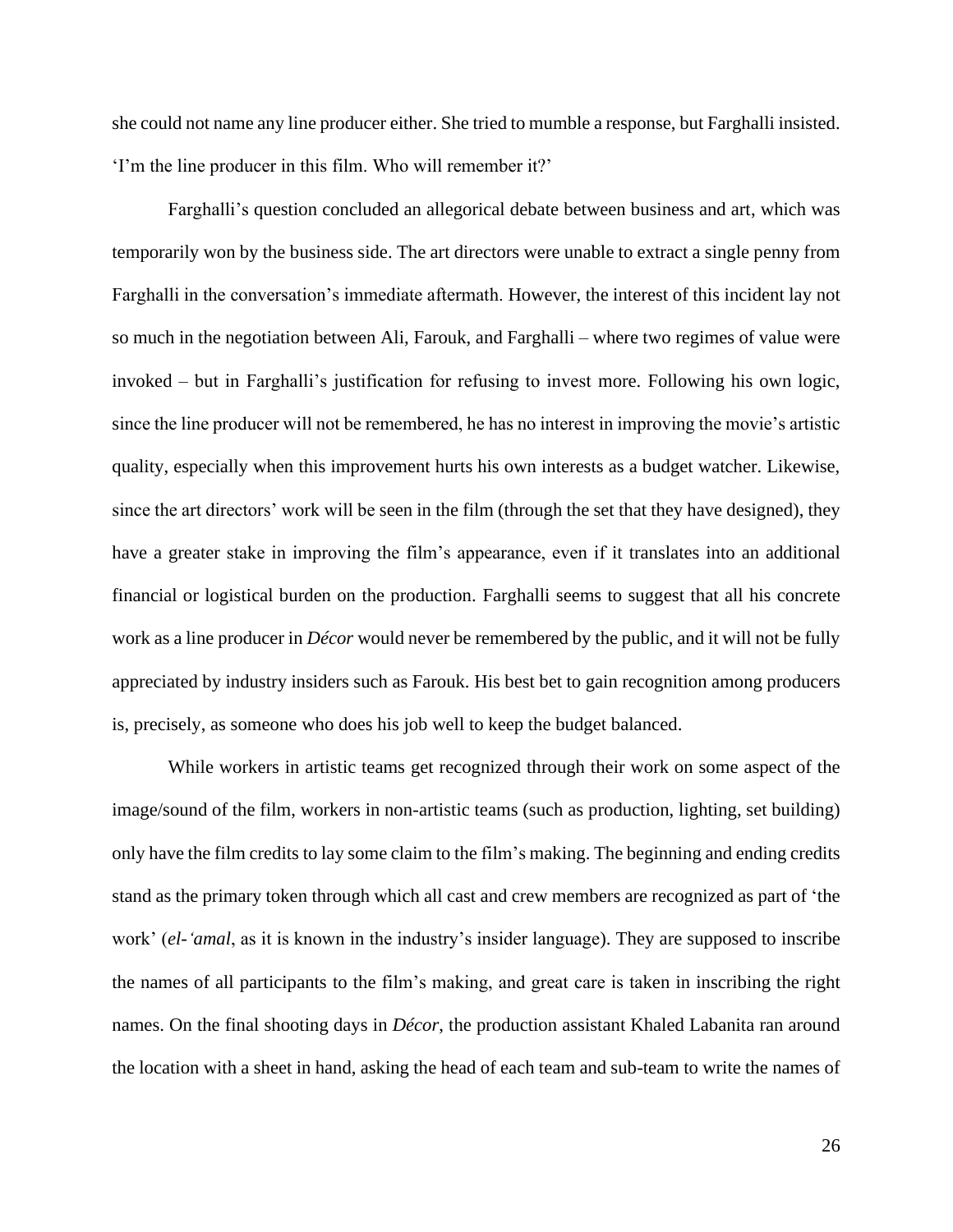she could not name any line producer either. She tried to mumble a response, but Farghalli insisted. 'I'm the line producer in this film. Who will remember it?'

Farghalli's question concluded an allegorical debate between business and art, which was temporarily won by the business side. The art directors were unable to extract a single penny from Farghalli in the conversation's immediate aftermath. However, the interest of this incident lay not so much in the negotiation between Ali, Farouk, and Farghalli – where two regimes of value were invoked – but in Farghalli's justification for refusing to invest more. Following his own logic, since the line producer will not be remembered, he has no interest in improving the movie's artistic quality, especially when this improvement hurts his own interests as a budget watcher. Likewise, since the art directors' work will be seen in the film (through the set that they have designed), they have a greater stake in improving the film's appearance, even if it translates into an additional financial or logistical burden on the production. Farghalli seems to suggest that all his concrete work as a line producer in *Décor* would never be remembered by the public, and it will not be fully appreciated by industry insiders such as Farouk. His best bet to gain recognition among producers is, precisely, as someone who does his job well to keep the budget balanced.

While workers in artistic teams get recognized through their work on some aspect of the image/sound of the film, workers in non-artistic teams (such as production, lighting, set building) only have the film credits to lay some claim to the film's making. The beginning and ending credits stand as the primary token through which all cast and crew members are recognized as part of 'the work' (*el-ʻamal*, as it is known in the industry's insider language). They are supposed to inscribe the names of all participants to the film's making, and great care is taken in inscribing the right names. On the final shooting days in *Décor*, the production assistant Khaled Labanita ran around the location with a sheet in hand, asking the head of each team and sub-team to write the names of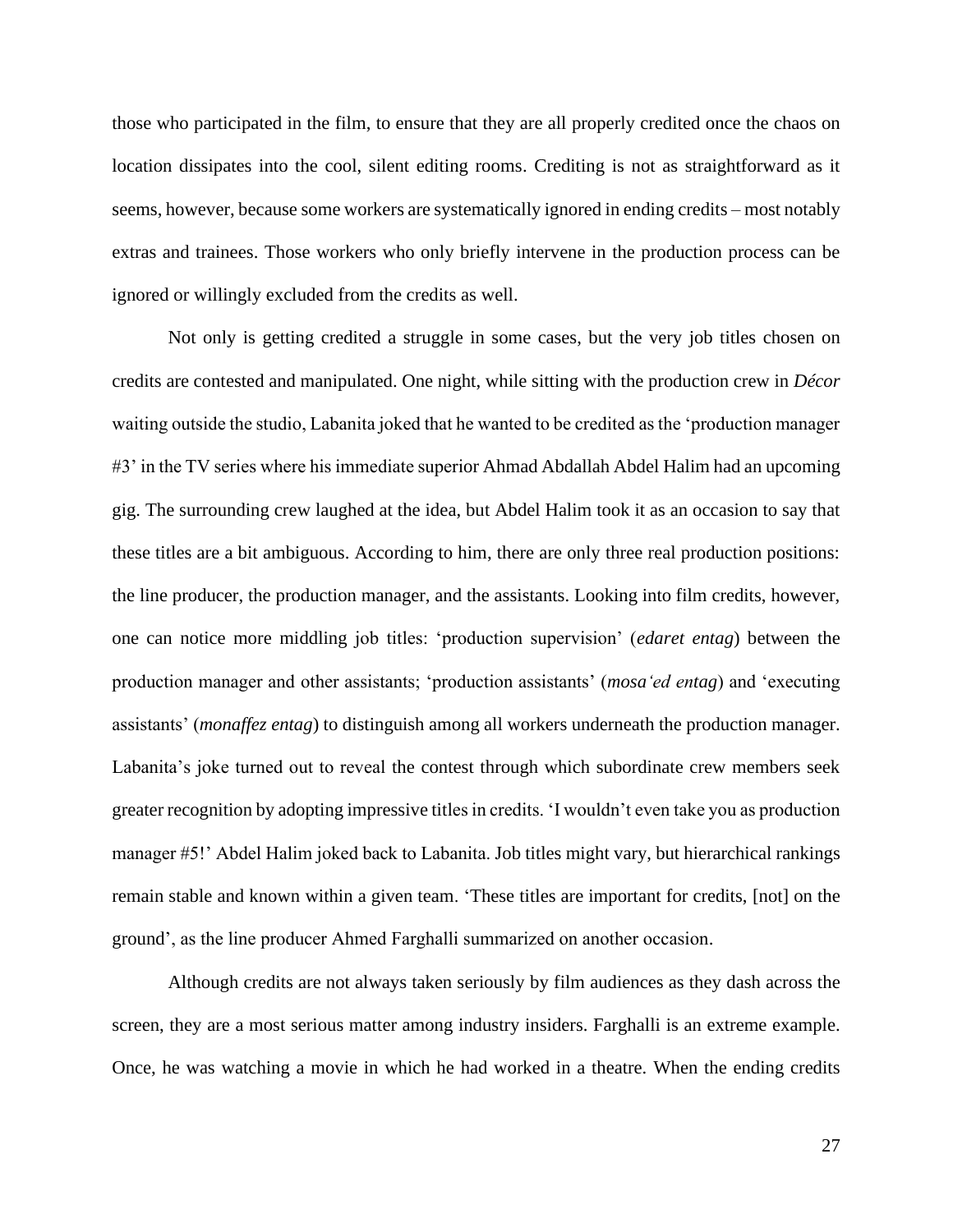those who participated in the film, to ensure that they are all properly credited once the chaos on location dissipates into the cool, silent editing rooms. Crediting is not as straightforward as it seems, however, because some workers are systematically ignored in ending credits – most notably extras and trainees. Those workers who only briefly intervene in the production process can be ignored or willingly excluded from the credits as well.

Not only is getting credited a struggle in some cases, but the very job titles chosen on credits are contested and manipulated. One night, while sitting with the production crew in *Décor* waiting outside the studio, Labanita joked that he wanted to be credited as the 'production manager #3' in the TV series where his immediate superior Ahmad Abdallah Abdel Halim had an upcoming gig. The surrounding crew laughed at the idea, but Abdel Halim took it as an occasion to say that these titles are a bit ambiguous. According to him, there are only three real production positions: the line producer, the production manager, and the assistants. Looking into film credits, however, one can notice more middling job titles: 'production supervision' (*edaret entag*) between the production manager and other assistants; 'production assistants' (*mosa'ed entag*) and 'executing assistants' (*monaffez entag*) to distinguish among all workers underneath the production manager. Labanita's joke turned out to reveal the contest through which subordinate crew members seek greater recognition by adopting impressive titles in credits. 'I wouldn't even take you as production manager #5!' Abdel Halim joked back to Labanita. Job titles might vary, but hierarchical rankings remain stable and known within a given team. 'These titles are important for credits, [not] on the ground', as the line producer Ahmed Farghalli summarized on another occasion.

Although credits are not always taken seriously by film audiences as they dash across the screen, they are a most serious matter among industry insiders. Farghalli is an extreme example. Once, he was watching a movie in which he had worked in a theatre. When the ending credits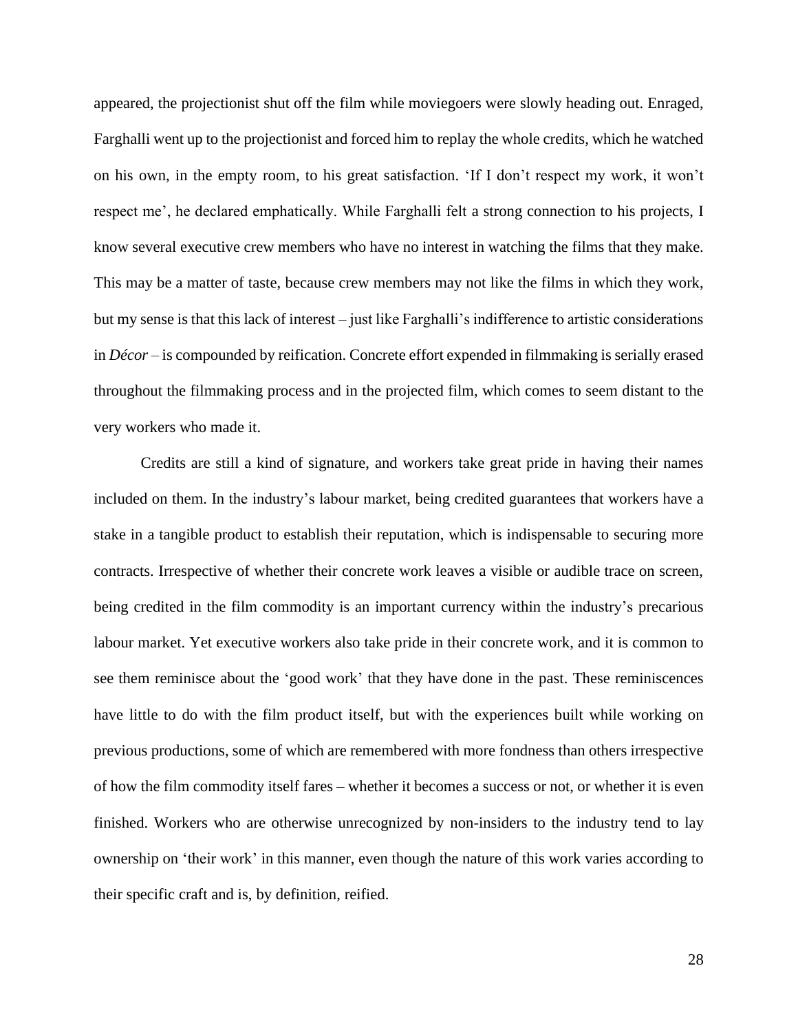appeared, the projectionist shut off the film while moviegoers were slowly heading out. Enraged, Farghalli went up to the projectionist and forced him to replay the whole credits, which he watched on his own, in the empty room, to his great satisfaction. 'If I don't respect my work, it won't respect me', he declared emphatically. While Farghalli felt a strong connection to his projects, I know several executive crew members who have no interest in watching the films that they make. This may be a matter of taste, because crew members may not like the films in which they work, but my sense is that this lack of interest – just like Farghalli's indifference to artistic considerations in *Décor* – is compounded by reification. Concrete effort expended in filmmaking is serially erased throughout the filmmaking process and in the projected film, which comes to seem distant to the very workers who made it.

Credits are still a kind of signature, and workers take great pride in having their names included on them. In the industry's labour market, being credited guarantees that workers have a stake in a tangible product to establish their reputation, which is indispensable to securing more contracts. Irrespective of whether their concrete work leaves a visible or audible trace on screen, being credited in the film commodity is an important currency within the industry's precarious labour market. Yet executive workers also take pride in their concrete work, and it is common to see them reminisce about the 'good work' that they have done in the past. These reminiscences have little to do with the film product itself, but with the experiences built while working on previous productions, some of which are remembered with more fondness than others irrespective of how the film commodity itself fares – whether it becomes a success or not, or whether it is even finished. Workers who are otherwise unrecognized by non-insiders to the industry tend to lay ownership on 'their work' in this manner, even though the nature of this work varies according to their specific craft and is, by definition, reified.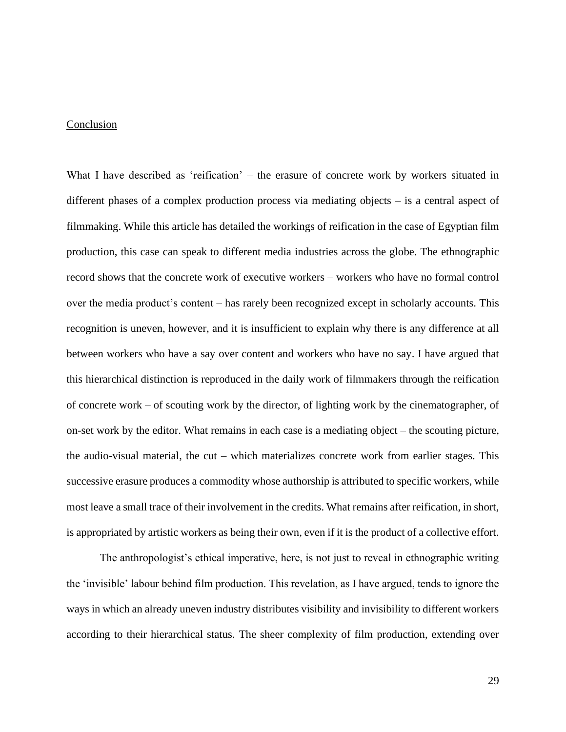## Conclusion

What I have described as 'reification' – the erasure of concrete work by workers situated in different phases of a complex production process via mediating objects – is a central aspect of filmmaking. While this article has detailed the workings of reification in the case of Egyptian film production, this case can speak to different media industries across the globe. The ethnographic record shows that the concrete work of executive workers – workers who have no formal control over the media product's content – has rarely been recognized except in scholarly accounts. This recognition is uneven, however, and it is insufficient to explain why there is any difference at all between workers who have a say over content and workers who have no say. I have argued that this hierarchical distinction is reproduced in the daily work of filmmakers through the reification of concrete work – of scouting work by the director, of lighting work by the cinematographer, of on-set work by the editor. What remains in each case is a mediating object – the scouting picture, the audio-visual material, the cut – which materializes concrete work from earlier stages. This successive erasure produces a commodity whose authorship is attributed to specific workers, while most leave a small trace of their involvement in the credits. What remains after reification, in short, is appropriated by artistic workers as being their own, even if it is the product of a collective effort.

The anthropologist's ethical imperative, here, is not just to reveal in ethnographic writing the 'invisible' labour behind film production. This revelation, as I have argued, tends to ignore the ways in which an already uneven industry distributes visibility and invisibility to different workers according to their hierarchical status. The sheer complexity of film production, extending over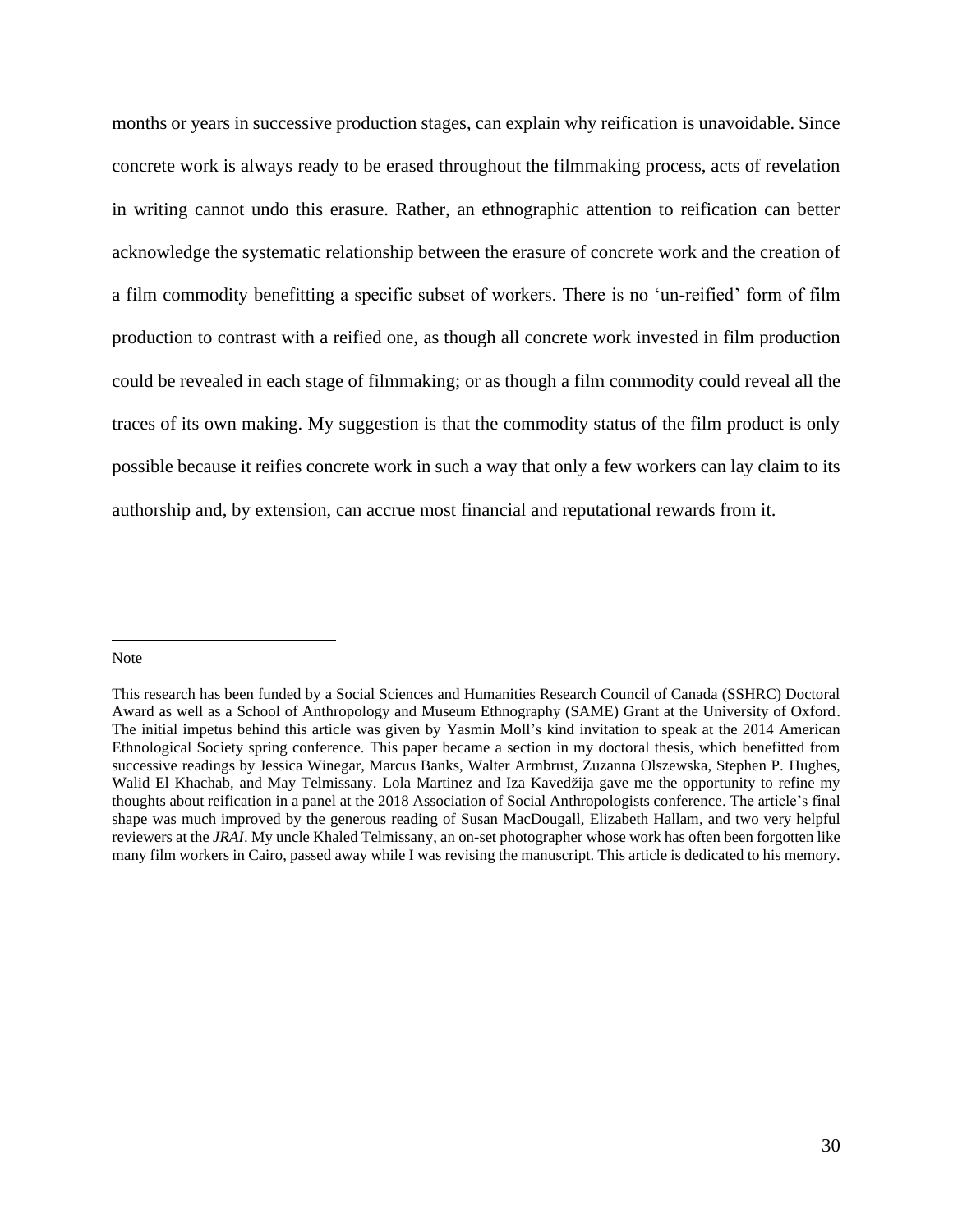months or years in successive production stages, can explain why reification is unavoidable. Since concrete work is always ready to be erased throughout the filmmaking process, acts of revelation in writing cannot undo this erasure. Rather, an ethnographic attention to reification can better acknowledge the systematic relationship between the erasure of concrete work and the creation of a film commodity benefitting a specific subset of workers. There is no 'un-reified' form of film production to contrast with a reified one, as though all concrete work invested in film production could be revealed in each stage of filmmaking; or as though a film commodity could reveal all the traces of its own making. My suggestion is that the commodity status of the film product is only possible because it reifies concrete work in such a way that only a few workers can lay claim to its authorship and, by extension, can accrue most financial and reputational rewards from it.

---

Note

This research has been funded by a Social Sciences and Humanities Research Council of Canada (SSHRC) Doctoral Award as well as a School of Anthropology and Museum Ethnography (SAME) Grant at the University of Oxford. The initial impetus behind this article was given by Yasmin Moll's kind invitation to speak at the 2014 American Ethnological Society spring conference. This paper became a section in my doctoral thesis, which benefitted from successive readings by Jessica Winegar, Marcus Banks, Walter Armbrust, Zuzanna Olszewska, Stephen P. Hughes, Walid El Khachab, and May Telmissany. Lola Martinez and Iza Kavedžija gave me the opportunity to refine my thoughts about reification in a panel at the 2018 Association of Social Anthropologists conference. The article's final shape was much improved by the generous reading of Susan MacDougall, Elizabeth Hallam, and two very helpful reviewers at the *JRAI*. My uncle Khaled Telmissany, an on-set photographer whose work has often been forgotten like many film workers in Cairo, passed away while I was revising the manuscript. This article is dedicated to his memory.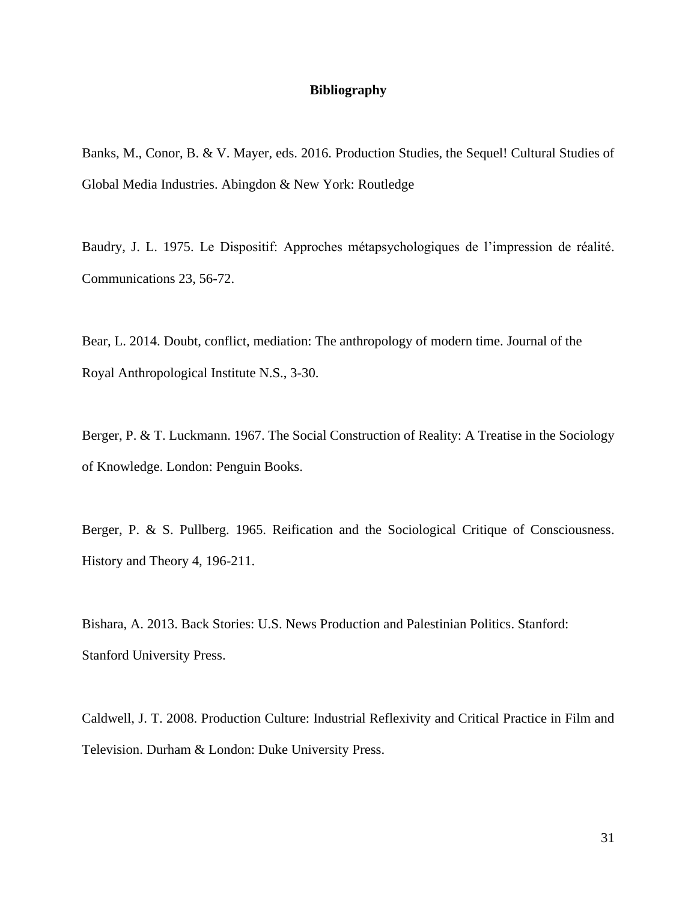# Bibliography

Banks, M., Conor, B. & V. Mayer, eds. 2016. Production Studies, the Sequel! Cultural Studies of Global Media Industries. Abingdon & New York: Routledge

Baudry, J. L. 1975. Le Dispositif: Approches métapsychologiques de l'impression de réalité. Communications 23, 56-72.

Bear, L. 2014. Doubt, conflict, mediation: The anthropology of modern time. Journal of the Royal Anthropological Institute N.S., 3-30.

Berger, P. & T. Luckmann. 1967. The Social Construction of Reality: A Treatise in the Sociology of Knowledge. London: Penguin Books.

Berger, P. & S. Pullberg. 1965. Reification and the Sociological Critique of Consciousness. History and Theory 4, 196-211.

Bishara, A. 2013. Back Stories: U.S. News Production and Palestinian Politics. Stanford: Stanford University Press.

Caldwell, J. T. 2008. Production Culture: Industrial Reflexivity and Critical Practice in Film and Television. Durham & London: Duke University Press.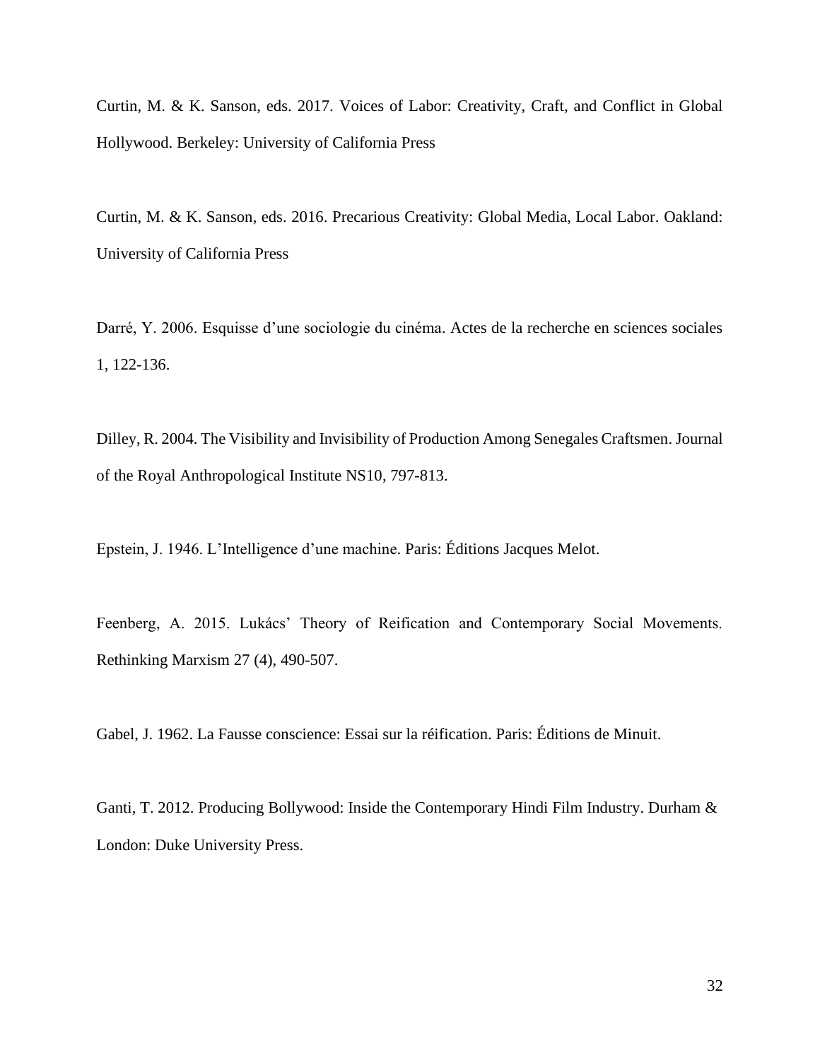Curtin, M. & K. Sanson, eds. 2017. Voices of Labor: Creativity, Craft, and Conflict in Global Hollywood. Berkeley: University of California Press

Curtin, M. & K. Sanson, eds. 2016. Precarious Creativity: Global Media, Local Labor. Oakland: University of California Press

Darré, Y. 2006. Esquisse d'une sociologie du cinéma. Actes de la recherche en sciences sociales 1, 122-136.

Dilley, R. 2004. The Visibility and Invisibility of Production Among Senegales Craftsmen. Journal of the Royal Anthropological Institute NS10, 797-813.

Epstein, J. 1946. L'Intelligence d'une machine. Paris: Éditions Jacques Melot.

Feenberg, A. 2015. Lukács' Theory of Reification and Contemporary Social Movements. Rethinking Marxism 27 (4), 490-507.

Gabel, J. 1962. La Fausse conscience: Essai sur la réification. Paris: Éditions de Minuit.

Ganti, T. 2012. Producing Bollywood: Inside the Contemporary Hindi Film Industry. Durham & London: Duke University Press.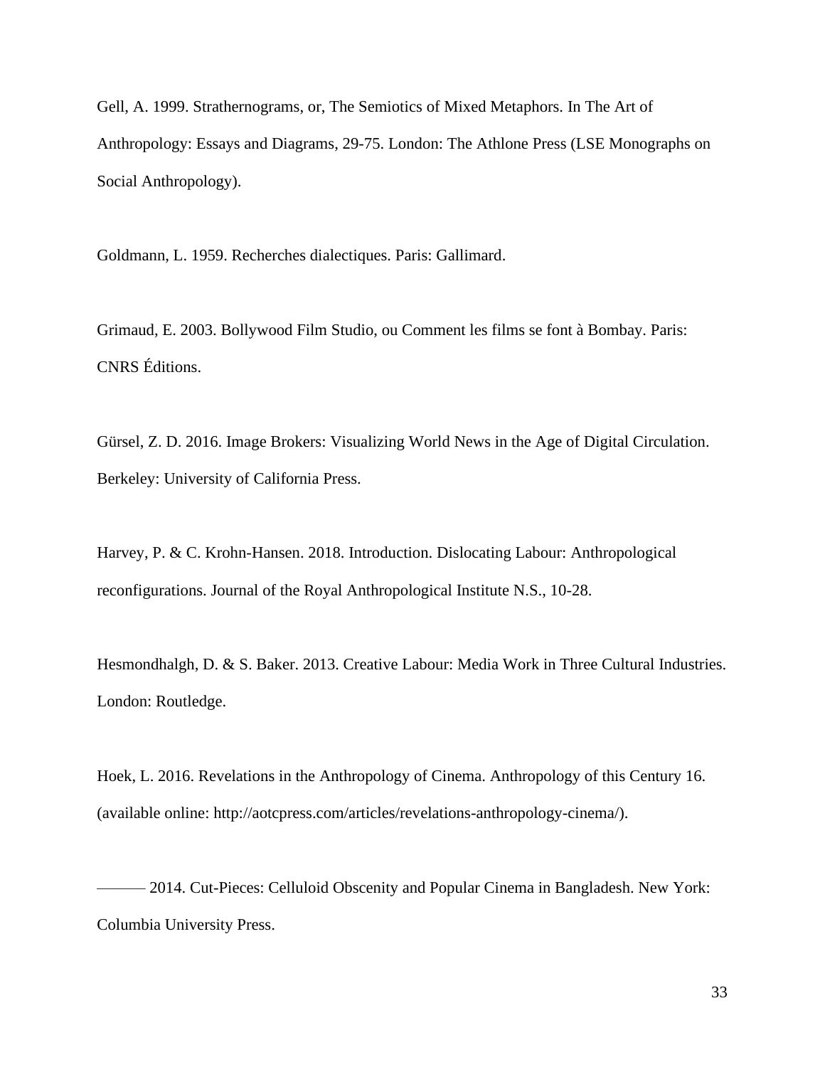Gell, A. 1999. Strathernograms, or, The Semiotics of Mixed Metaphors. In The Art of Anthropology: Essays and Diagrams, 29-75. London: The Athlone Press (LSE Monographs on Social Anthropology).

Goldmann, L. 1959. Recherches dialectiques. Paris: Gallimard.

Grimaud, E. 2003. Bollywood Film Studio, ou Comment les films se font à Bombay. Paris: CNRS Éditions.

Gürsel, Z. D. 2016. Image Brokers: Visualizing World News in the Age of Digital Circulation. Berkeley: University of California Press.

Harvey, P. & C. Krohn-Hansen. 2018. Introduction. Dislocating Labour: Anthropological reconfigurations. Journal of the Royal Anthropological Institute N.S., 10-28.

Hesmondhalgh, D. & S. Baker. 2013. Creative Labour: Media Work in Three Cultural Industries. London: Routledge.

Hoek, L. 2016. Revelations in the Anthropology of Cinema. Anthropology of this Century 16. (available online: http://aotcpress.com/articles/revelations-anthropology-cinema/).

——— 2014. Cut-Pieces: Celluloid Obscenity and Popular Cinema in Bangladesh. New York: Columbia University Press.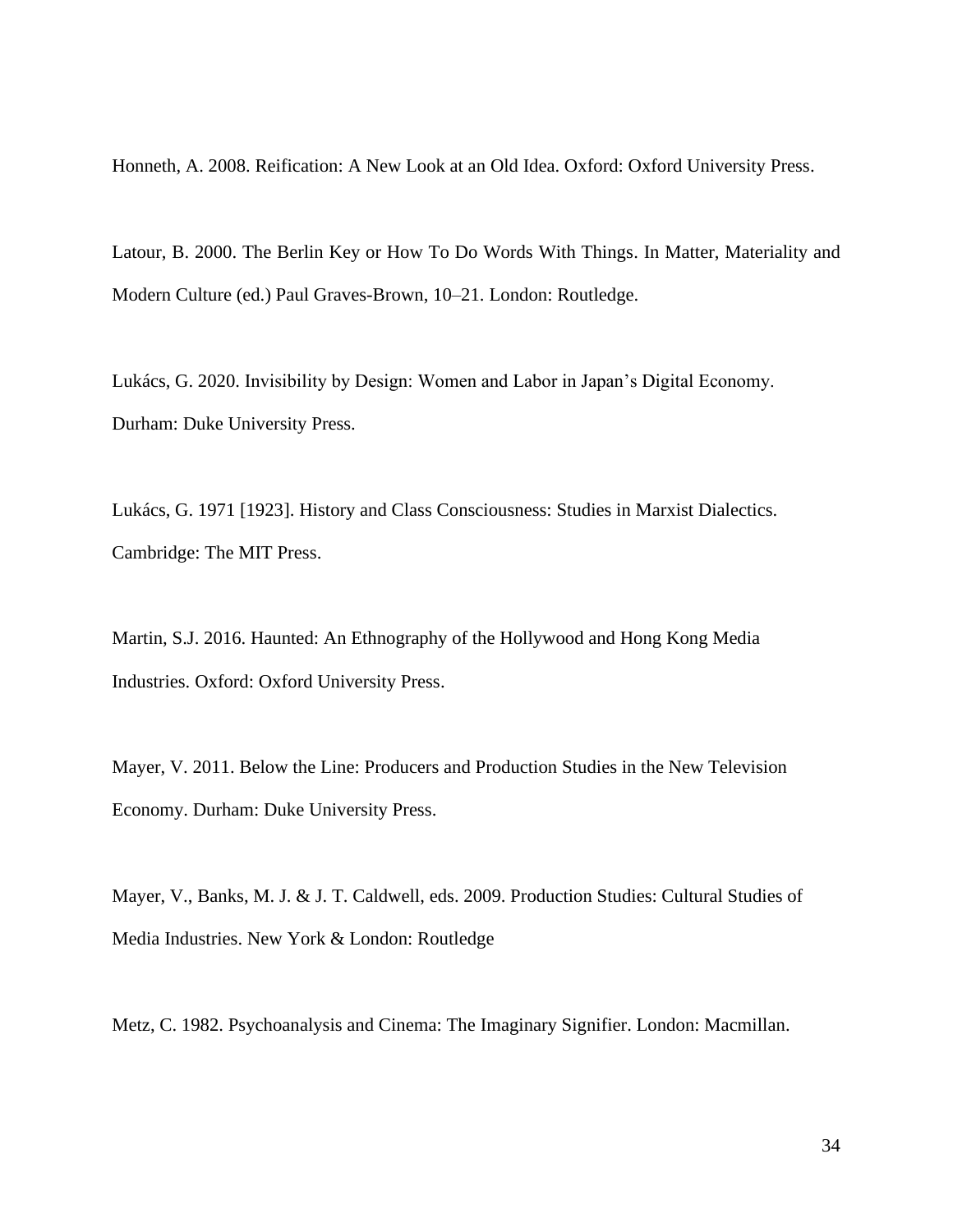Honneth, A. 2008. Reification: A New Look at an Old Idea. Oxford: Oxford University Press.

Latour, B. 2000. The Berlin Key or How To Do Words With Things. In Matter, Materiality and Modern Culture (ed.) Paul Graves-Brown, 10–21. London: Routledge.

Lukács, G. 2020. Invisibility by Design: Women and Labor in Japan's Digital Economy. Durham: Duke University Press.

Lukács, G. 1971 [1923]. History and Class Consciousness: Studies in Marxist Dialectics. Cambridge: The MIT Press.

Martin, S.J. 2016. Haunted: An Ethnography of the Hollywood and Hong Kong Media Industries. Oxford: Oxford University Press.

Mayer, V. 2011. Below the Line: Producers and Production Studies in the New Television Economy. Durham: Duke University Press.

Mayer, V., Banks, M. J. & J. T. Caldwell, eds. 2009. Production Studies: Cultural Studies of Media Industries. New York & London: Routledge

Metz, C. 1982. Psychoanalysis and Cinema: The Imaginary Signifier. London: Macmillan.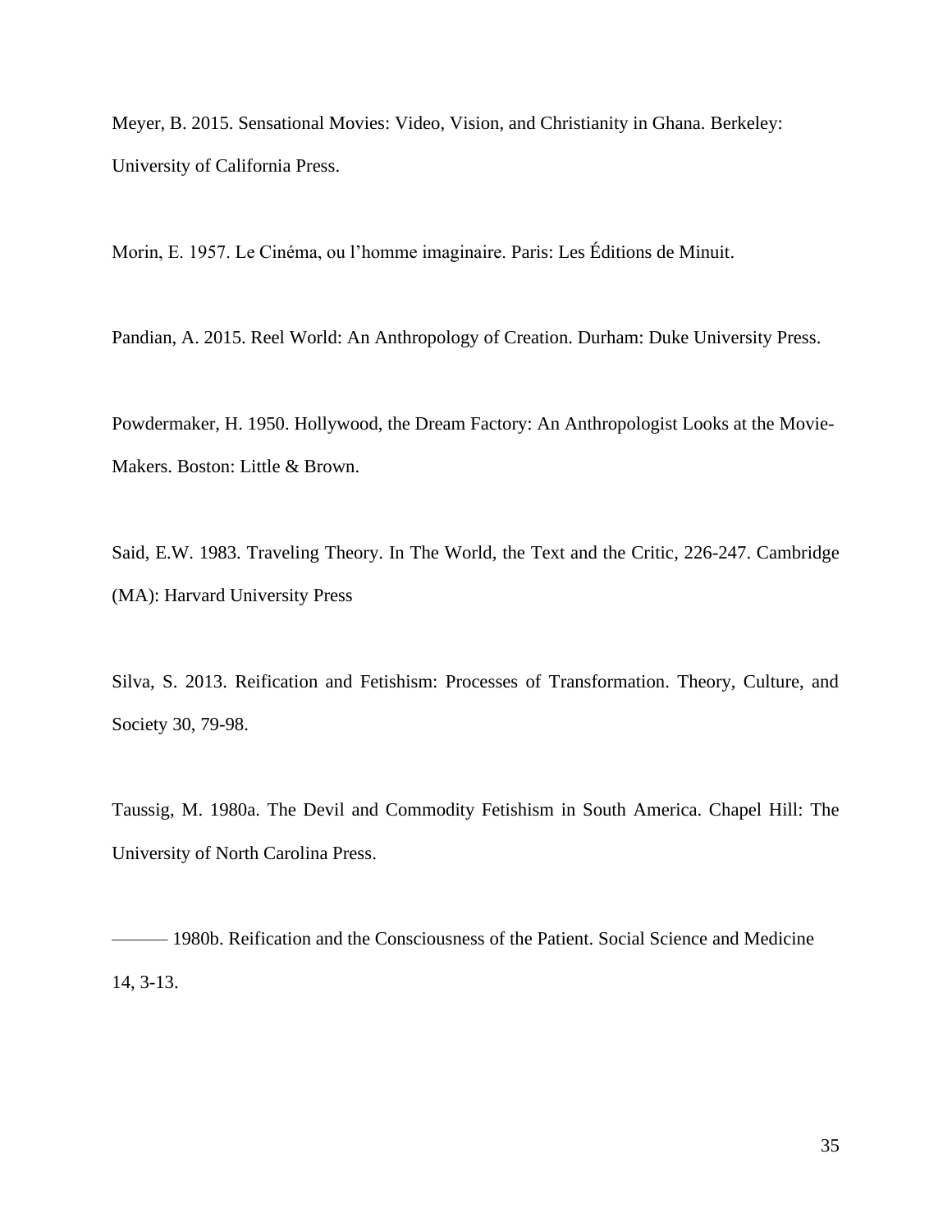Meyer, B. 2015. Sensational Movies: Video, Vision, and Christianity in Ghana. Berkeley: University of California Press.

Morin, E. 1957. Le Cinéma, ou l'homme imaginaire. Paris: Les Éditions de Minuit.

Pandian, A. 2015. Reel World: An Anthropology of Creation. Durham: Duke University Press.

Powdermaker, H. 1950. Hollywood, the Dream Factory: An Anthropologist Looks at the Movie-Makers. Boston: Little & Brown.

Said, E.W. 1983. Traveling Theory. In The World, the Text and the Critic, 226-247. Cambridge (MA): Harvard University Press

Silva, S. 2013. Reification and Fetishism: Processes of Transformation. Theory, Culture, and Society 30, 79-98.

Taussig, M. 1980a. The Devil and Commodity Fetishism in South America. Chapel Hill: The University of North Carolina Press.

——— 1980b. Reification and the Consciousness of the Patient. Social Science and Medicine 14, 3-13.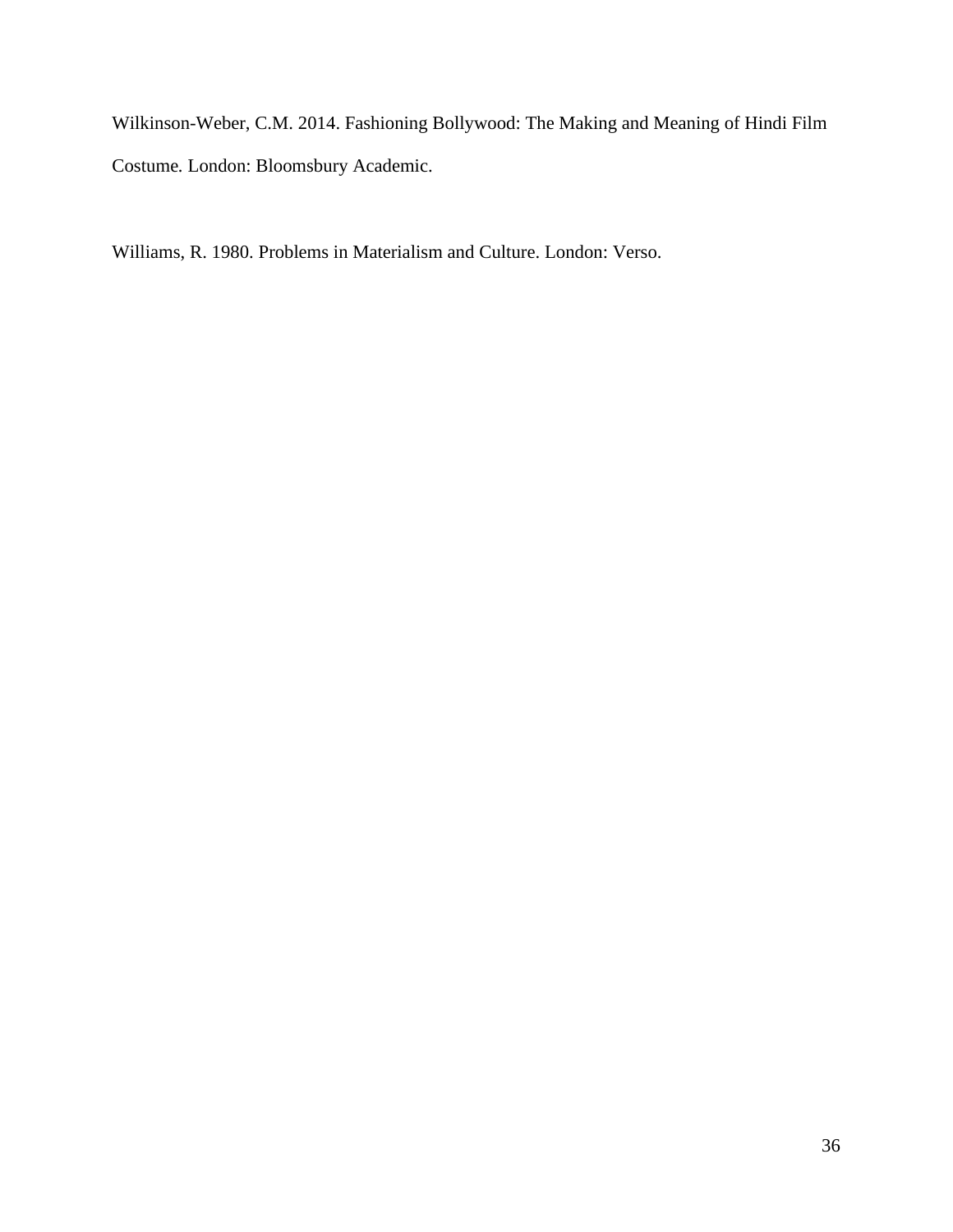Wilkinson-Weber, C.M. 2014. Fashioning Bollywood: The Making and Meaning of Hindi Film Costume. London: Bloomsbury Academic.

Williams, R. 1980. Problems in Materialism and Culture. London: Verso.